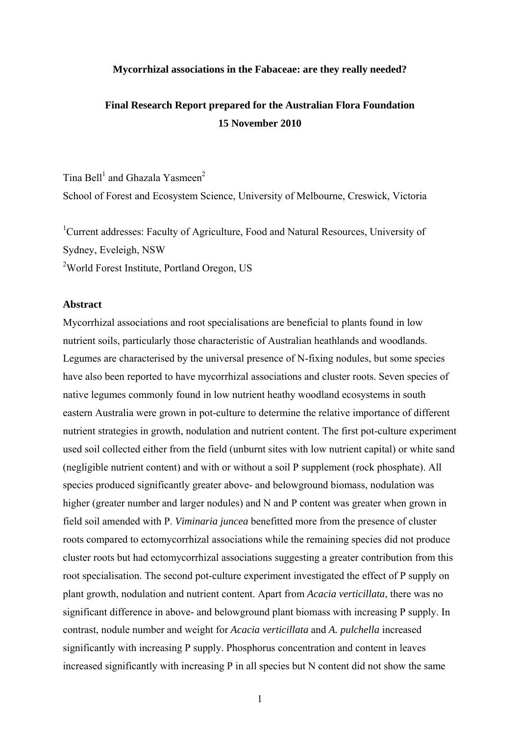**Mycorrhizal associations in the Fabaceae: are they really needed?**

**Final Research Report prepared for the Australian Flora Foundation**
**15 November 2010**

Tina Bell[1] and Ghazala Yasmeen[2]

School of Forest and Ecosystem Science, University of Melbourne, Creswick, Victoria

[1]Current addresses: Faculty of Agriculture, Food and Natural Resources, University of Sydney, Eveleigh, NSW

[2]World Forest Institute, Portland Oregon, US

## Abstract

Mycorrhizal associations and root specialisations are beneficial to plants found in low nutrient soils, particularly those characteristic of Australian heathlands and woodlands. Legumes are characterised by the universal presence of N-fixing nodules, but some species have also been reported to have mycorrhizal associations and cluster roots. Seven species of native legumes commonly found in low nutrient heathy woodland ecosystems in south eastern Australia were grown in pot-culture to determine the relative importance of different nutrient strategies in growth, nodulation and nutrient content. The first pot-culture experiment used soil collected either from the field (unburnt sites with low nutrient capital) or white sand (negligible nutrient content) and with or without a soil P supplement (rock phosphate). All species produced significantly greater above- and belowground biomass, nodulation was higher (greater number and larger nodules) and N and P content was greater when grown in field soil amended with P. *Viminaria juncea* benefitted more from the presence of cluster roots compared to ectomycorrhizal associations while the remaining species did not produce cluster roots but had ectomycorrhizal associations suggesting a greater contribution from this root specialisation. The second pot-culture experiment investigated the effect of P supply on plant growth, nodulation and nutrient content. Apart from *Acacia verticillata*, there was no significant difference in above- and belowground plant biomass with increasing P supply. In contrast, nodule number and weight for *Acacia verticillata* and *A. pulchella* increased significantly with increasing P supply. Phosphorus concentration and content in leaves increased significantly with increasing P in all species but N content did not show the same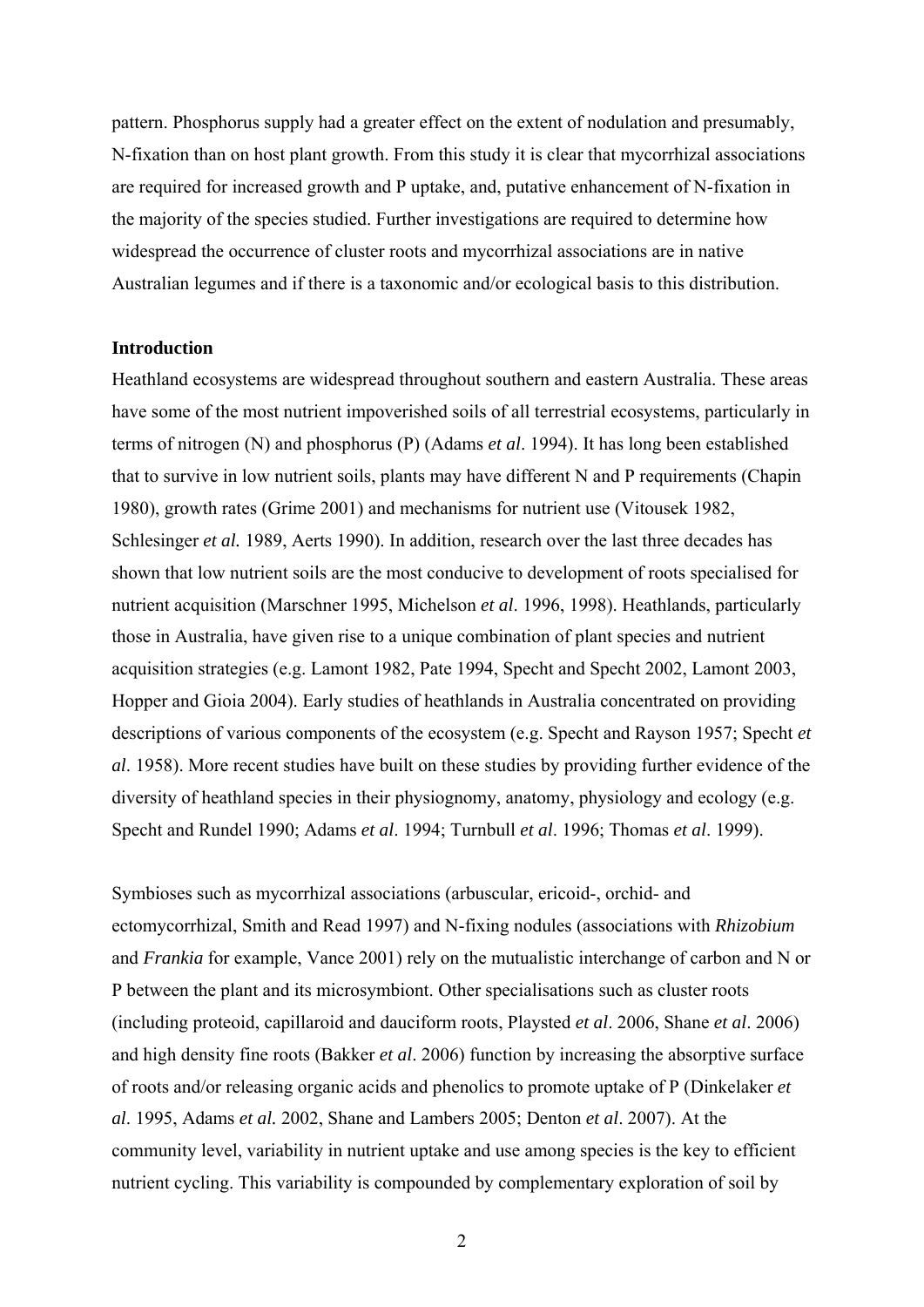pattern. Phosphorus supply had a greater effect on the extent of nodulation and presumably, N-fixation than on host plant growth. From this study it is clear that mycorrhizal associations are required for increased growth and P uptake, and, putative enhancement of N-fixation in the majority of the species studied. Further investigations are required to determine how widespread the occurrence of cluster roots and mycorrhizal associations are in native Australian legumes and if there is a taxonomic and/or ecological basis to this distribution.

**Introduction**

Heathland ecosystems are widespread throughout southern and eastern Australia. These areas have some of the most nutrient impoverished soils of all terrestrial ecosystems, particularly in terms of nitrogen (N) and phosphorus (P) (Adams *et al*. 1994). It has long been established that to survive in low nutrient soils, plants may have different N and P requirements (Chapin 1980), growth rates (Grime 2001) and mechanisms for nutrient use (Vitousek 1982, Schlesinger *et al.* 1989, Aerts 1990). In addition, research over the last three decades has shown that low nutrient soils are the most conducive to development of roots specialised for nutrient acquisition (Marschner 1995, Michelson *et al*. 1996, 1998). Heathlands, particularly those in Australia, have given rise to a unique combination of plant species and nutrient acquisition strategies (e.g. Lamont 1982, Pate 1994, Specht and Specht 2002, Lamont 2003, Hopper and Gioia 2004). Early studies of heathlands in Australia concentrated on providing descriptions of various components of the ecosystem (e.g. Specht and Rayson 1957; Specht *et al*. 1958). More recent studies have built on these studies by providing further evidence of the diversity of heathland species in their physiognomy, anatomy, physiology and ecology (e.g. Specht and Rundel 1990; Adams *et al*. 1994; Turnbull *et al*. 1996; Thomas *et al*. 1999).

Symbioses such as mycorrhizal associations (arbuscular, ericoid-, orchid- and ectomycorrhizal, Smith and Read 1997) and N-fixing nodules (associations with *Rhizobium* and *Frankia* for example, Vance 2001) rely on the mutualistic interchange of carbon and N or P between the plant and its microsymbiont. Other specialisations such as cluster roots (including proteoid, capillaroid and dauciform roots, Playsted *et al*. 2006, Shane *et al*. 2006) and high density fine roots (Bakker *et al*. 2006) function by increasing the absorptive surface of roots and/or releasing organic acids and phenolics to promote uptake of P (Dinkelaker *et al*. 1995, Adams *et al.* 2002, Shane and Lambers 2005; Denton *et al*. 2007). At the community level, variability in nutrient uptake and use among species is the key to efficient nutrient cycling. This variability is compounded by complementary exploration of soil by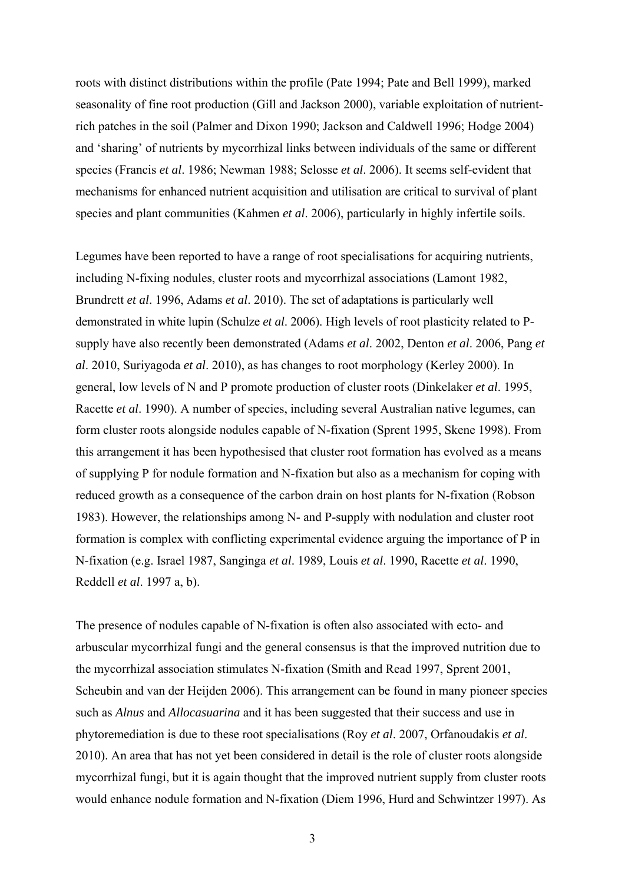roots with distinct distributions within the profile (Pate 1994; Pate and Bell 1999), marked seasonality of fine root production (Gill and Jackson 2000), variable exploitation of nutrient-rich patches in the soil (Palmer and Dixon 1990; Jackson and Caldwell 1996; Hodge 2004) and 'sharing' of nutrients by mycorrhizal links between individuals of the same or different species (Francis *et al*. 1986; Newman 1988; Selosse *et al*. 2006). It seems self-evident that mechanisms for enhanced nutrient acquisition and utilisation are critical to survival of plant species and plant communities (Kahmen *et al*. 2006), particularly in highly infertile soils.

Legumes have been reported to have a range of root specialisations for acquiring nutrients, including N-fixing nodules, cluster roots and mycorrhizal associations (Lamont 1982, Brundrett *et al*. 1996, Adams *et al*. 2010). The set of adaptations is particularly well demonstrated in white lupin (Schulze *et al*. 2006). High levels of root plasticity related to P-supply have also recently been demonstrated (Adams *et al*. 2002, Denton *et al*. 2006, Pang *et al*. 2010, Suriyagoda *et al*. 2010), as has changes to root morphology (Kerley 2000). In general, low levels of N and P promote production of cluster roots (Dinkelaker *et al*. 1995, Racette *et al*. 1990). A number of species, including several Australian native legumes, can form cluster roots alongside nodules capable of N-fixation (Sprent 1995, Skene 1998). From this arrangement it has been hypothesised that cluster root formation has evolved as a means of supplying P for nodule formation and N-fixation but also as a mechanism for coping with reduced growth as a consequence of the carbon drain on host plants for N-fixation (Robson 1983). However, the relationships among N- and P-supply with nodulation and cluster root formation is complex with conflicting experimental evidence arguing the importance of P in N-fixation (e.g. Israel 1987, Sanginga *et al*. 1989, Louis *et al*. 1990, Racette *et al*. 1990, Reddell *et al*. 1997 a, b).

The presence of nodules capable of N-fixation is often also associated with ecto- and arbuscular mycorrhizal fungi and the general consensus is that the improved nutrition due to the mycorrhizal association stimulates N-fixation (Smith and Read 1997, Sprent 2001, Scheubin and van der Heijden 2006). This arrangement can be found in many pioneer species such as *Alnus* and *Allocasuarina* and it has been suggested that their success and use in phytoremediation is due to these root specialisations (Roy *et al*. 2007, Orfanoudakis *et al*. 2010). An area that has not yet been considered in detail is the role of cluster roots alongside mycorrhizal fungi, but it is again thought that the improved nutrient supply from cluster roots would enhance nodule formation and N-fixation (Diem 1996, Hurd and Schwintzer 1997). As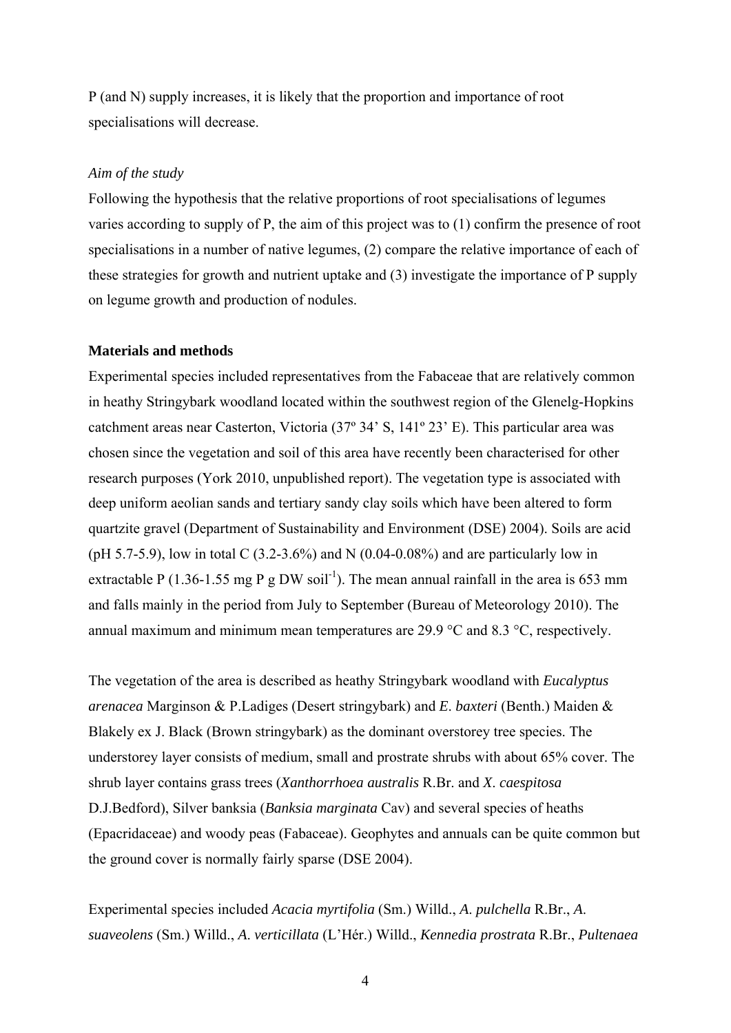P (and N) supply increases, it is likely that the proportion and importance of root specialisations will decrease.

*Aim of the study*

Following the hypothesis that the relative proportions of root specialisations of legumes varies according to supply of P, the aim of this project was to (1) confirm the presence of root specialisations in a number of native legumes, (2) compare the relative importance of each of these strategies for growth and nutrient uptake and (3) investigate the importance of P supply on legume growth and production of nodules.

**Materials and methods**

Experimental species included representatives from the Fabaceae that are relatively common in heathy Stringybark woodland located within the southwest region of the Glenelg-Hopkins catchment areas near Casterton, Victoria (37º 34' S, 141º 23' E). This particular area was chosen since the vegetation and soil of this area have recently been characterised for other research purposes (York 2010, unpublished report). The vegetation type is associated with deep uniform aeolian sands and tertiary sandy clay soils which have been altered to form quartzite gravel (Department of Sustainability and Environment (DSE) 2004). Soils are acid (pH 5.7-5.9), low in total C (3.2-3.6%) and N (0.04-0.08%) and are particularly low in extractable P (1.36-1.55 mg P g DW soil$^{-1}$). The mean annual rainfall in the area is 653 mm and falls mainly in the period from July to September (Bureau of Meteorology 2010). The annual maximum and minimum mean temperatures are 29.9 °C and 8.3 °C, respectively.

The vegetation of the area is described as heathy Stringybark woodland with *Eucalyptus arenacea* Marginson & P.Ladiges (Desert stringybark) and *E. baxteri* (Benth.) Maiden & Blakely ex J. Black (Brown stringybark) as the dominant overstorey tree species. The understorey layer consists of medium, small and prostrate shrubs with about 65% cover. The shrub layer contains grass trees (*Xanthorrhoea australis* R.Br. and *X. caespitosa* D.J.Bedford), Silver banksia (*Banksia marginata* Cav) and several species of heaths (Epacridaceae) and woody peas (Fabaceae). Geophytes and annuals can be quite common but the ground cover is normally fairly sparse (DSE 2004).

Experimental species included *Acacia myrtifolia* (Sm.) Willd., *A. pulchella* R.Br., *A. suaveolens* (Sm.) Willd., *A. verticillata* (L'Hér.) Willd., *Kennedia prostrata* R.Br., *Pultenaea*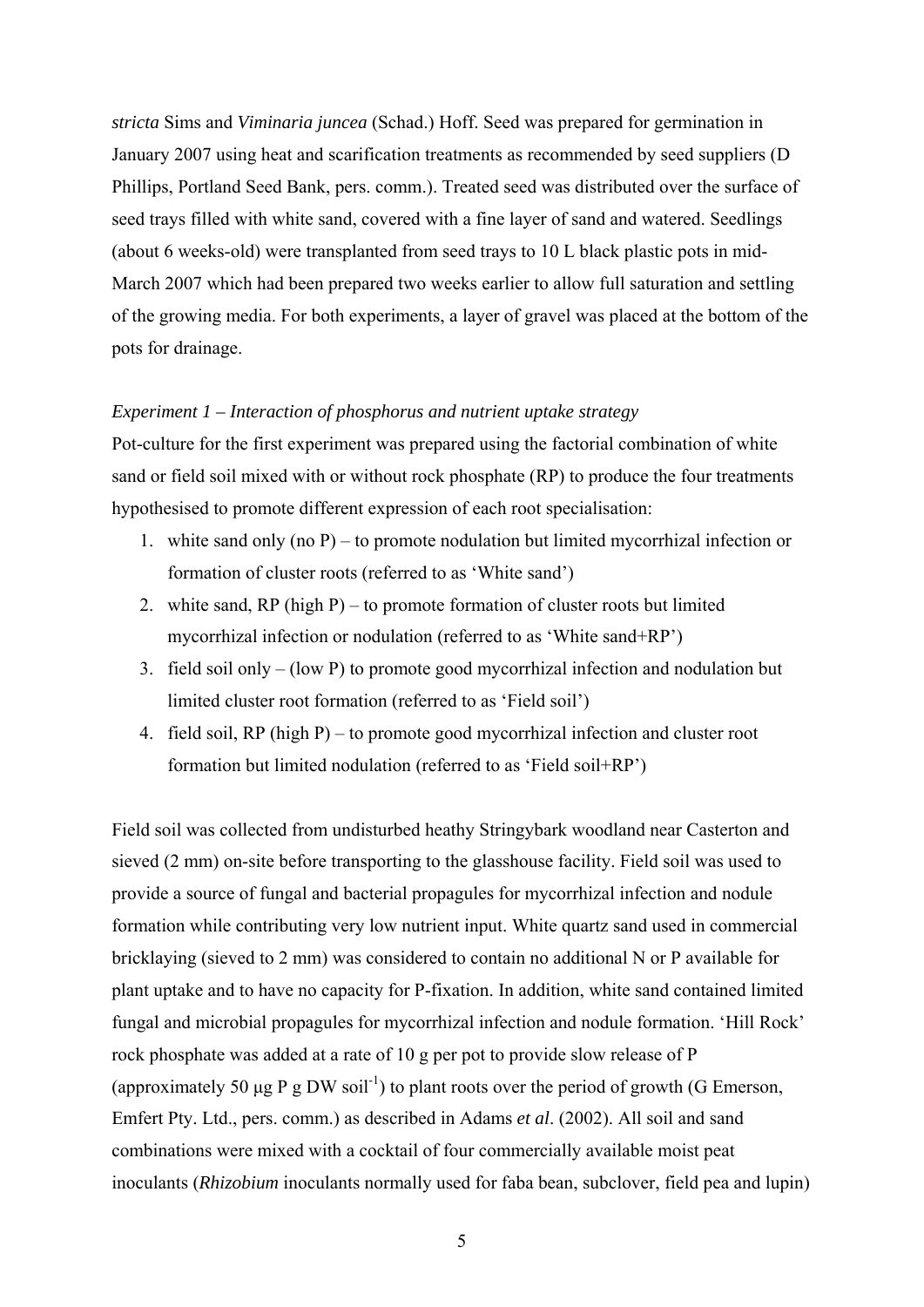*stricta* Sims and *Viminaria juncea* (Schad.) Hoff. Seed was prepared for germination in January 2007 using heat and scarification treatments as recommended by seed suppliers (D Phillips, Portland Seed Bank, pers. comm.). Treated seed was distributed over the surface of seed trays filled with white sand, covered with a fine layer of sand and watered. Seedlings (about 6 weeks-old) were transplanted from seed trays to 10 L black plastic pots in mid-March 2007 which had been prepared two weeks earlier to allow full saturation and settling of the growing media. For both experiments, a layer of gravel was placed at the bottom of the pots for drainage.

*Experiment 1 – Interaction of phosphorus and nutrient uptake strategy*

Pot-culture for the first experiment was prepared using the factorial combination of white sand or field soil mixed with or without rock phosphate (RP) to produce the four treatments hypothesised to promote different expression of each root specialisation:

1. white sand only (no P) – to promote nodulation but limited mycorrhizal infection or formation of cluster roots (referred to as 'White sand')
2. white sand, RP (high P) – to promote formation of cluster roots but limited mycorrhizal infection or nodulation (referred to as 'White sand+RP')
3. field soil only – (low P) to promote good mycorrhizal infection and nodulation but limited cluster root formation (referred to as 'Field soil')
4. field soil, RP (high P) – to promote good mycorrhizal infection and cluster root formation but limited nodulation (referred to as 'Field soil+RP')

Field soil was collected from undisturbed heathy Stringybark woodland near Casterton and sieved (2 mm) on-site before transporting to the glasshouse facility. Field soil was used to provide a source of fungal and bacterial propagules for mycorrhizal infection and nodule formation while contributing very low nutrient input. White quartz sand used in commercial bricklaying (sieved to 2 mm) was considered to contain no additional N or P available for plant uptake and to have no capacity for P-fixation. In addition, white sand contained limited fungal and microbial propagules for mycorrhizal infection and nodule formation. 'Hill Rock' rock phosphate was added at a rate of 10 g per pot to provide slow release of P (approximately 50 µg P g DW soil$^{-1}$) to plant roots over the period of growth (G Emerson, Emfert Pty. Ltd., pers. comm.) as described in Adams *et al*. (2002). All soil and sand combinations were mixed with a cocktail of four commercially available moist peat inoculants (*Rhizobium* inoculants normally used for faba bean, subclover, field pea and lupin)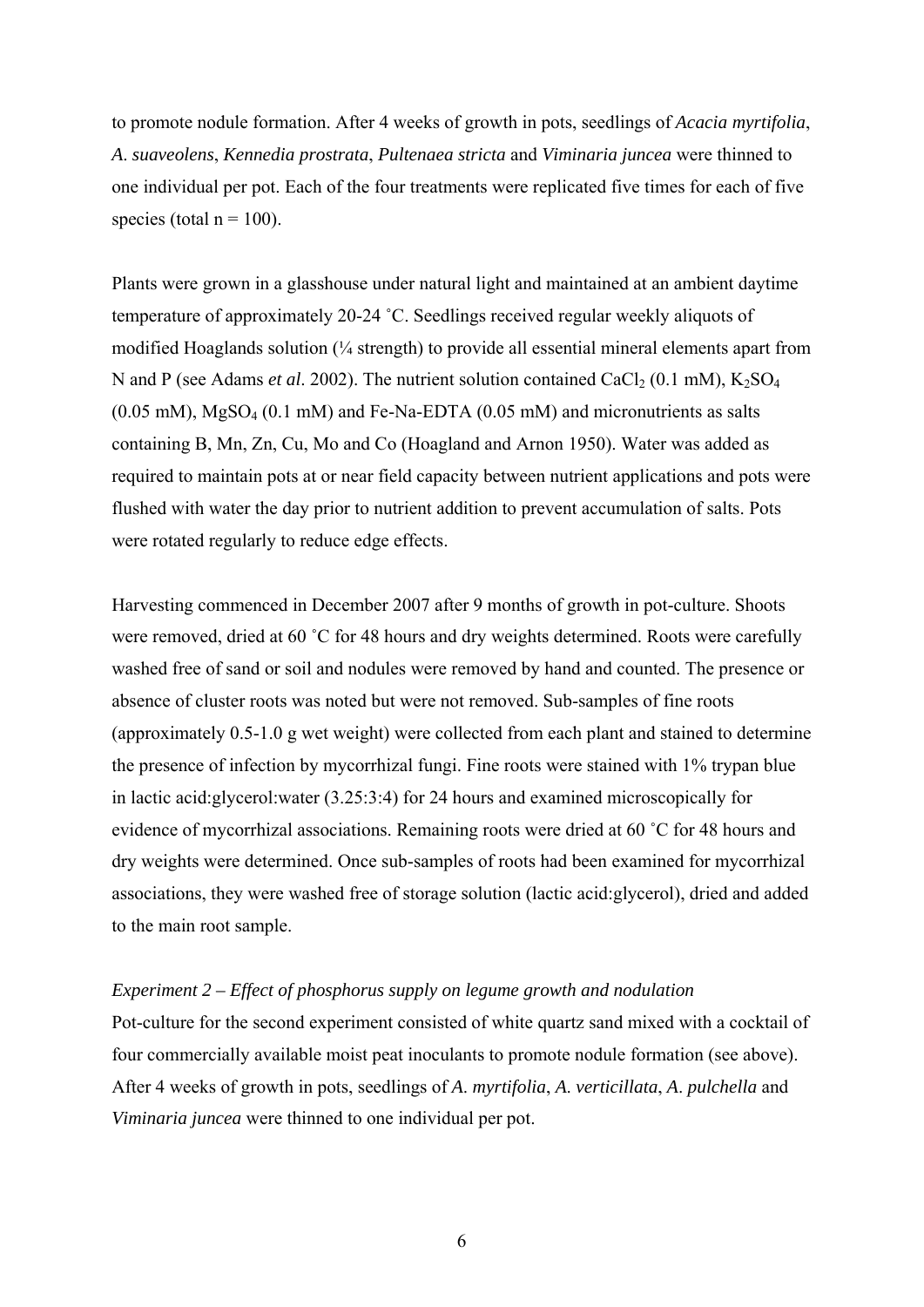to promote nodule formation. After 4 weeks of growth in pots, seedlings of *Acacia myrtifolia*, *A. suaveolens*, *Kennedia prostrata*, *Pultenaea stricta* and *Viminaria juncea* were thinned to one individual per pot. Each of the four treatments were replicated five times for each of five species (total n = 100).

Plants were grown in a glasshouse under natural light and maintained at an ambient daytime temperature of approximately 20-24 ˚C. Seedlings received regular weekly aliquots of modified Hoaglands solution (¼ strength) to provide all essential mineral elements apart from N and P (see Adams *et al*. 2002). The nutrient solution contained $CaCl_2$ (0.1 mM), $K_2SO_4$ (0.05 mM), $MgSO_4$ (0.1 mM) and Fe-Na-EDTA (0.05 mM) and micronutrients as salts containing B, Mn, Zn, Cu, Mo and Co (Hoagland and Arnon 1950). Water was added as required to maintain pots at or near field capacity between nutrient applications and pots were flushed with water the day prior to nutrient addition to prevent accumulation of salts. Pots were rotated regularly to reduce edge effects.

Harvesting commenced in December 2007 after 9 months of growth in pot-culture. Shoots were removed, dried at 60 ˚C for 48 hours and dry weights determined. Roots were carefully washed free of sand or soil and nodules were removed by hand and counted. The presence or absence of cluster roots was noted but were not removed. Sub-samples of fine roots (approximately 0.5-1.0 g wet weight) were collected from each plant and stained to determine the presence of infection by mycorrhizal fungi. Fine roots were stained with 1% trypan blue in lactic acid:glycerol:water (3.25:3:4) for 24 hours and examined microscopically for evidence of mycorrhizal associations. Remaining roots were dried at 60 ˚C for 48 hours and dry weights were determined. Once sub-samples of roots had been examined for mycorrhizal associations, they were washed free of storage solution (lactic acid:glycerol), dried and added to the main root sample.

*Experiment 2 – Effect of phosphorus supply on legume growth and nodulation*

Pot-culture for the second experiment consisted of white quartz sand mixed with a cocktail of four commercially available moist peat inoculants to promote nodule formation (see above). After 4 weeks of growth in pots, seedlings of *A. myrtifolia*, *A. verticillata*, *A. pulchella* and *Viminaria juncea* were thinned to one individual per pot.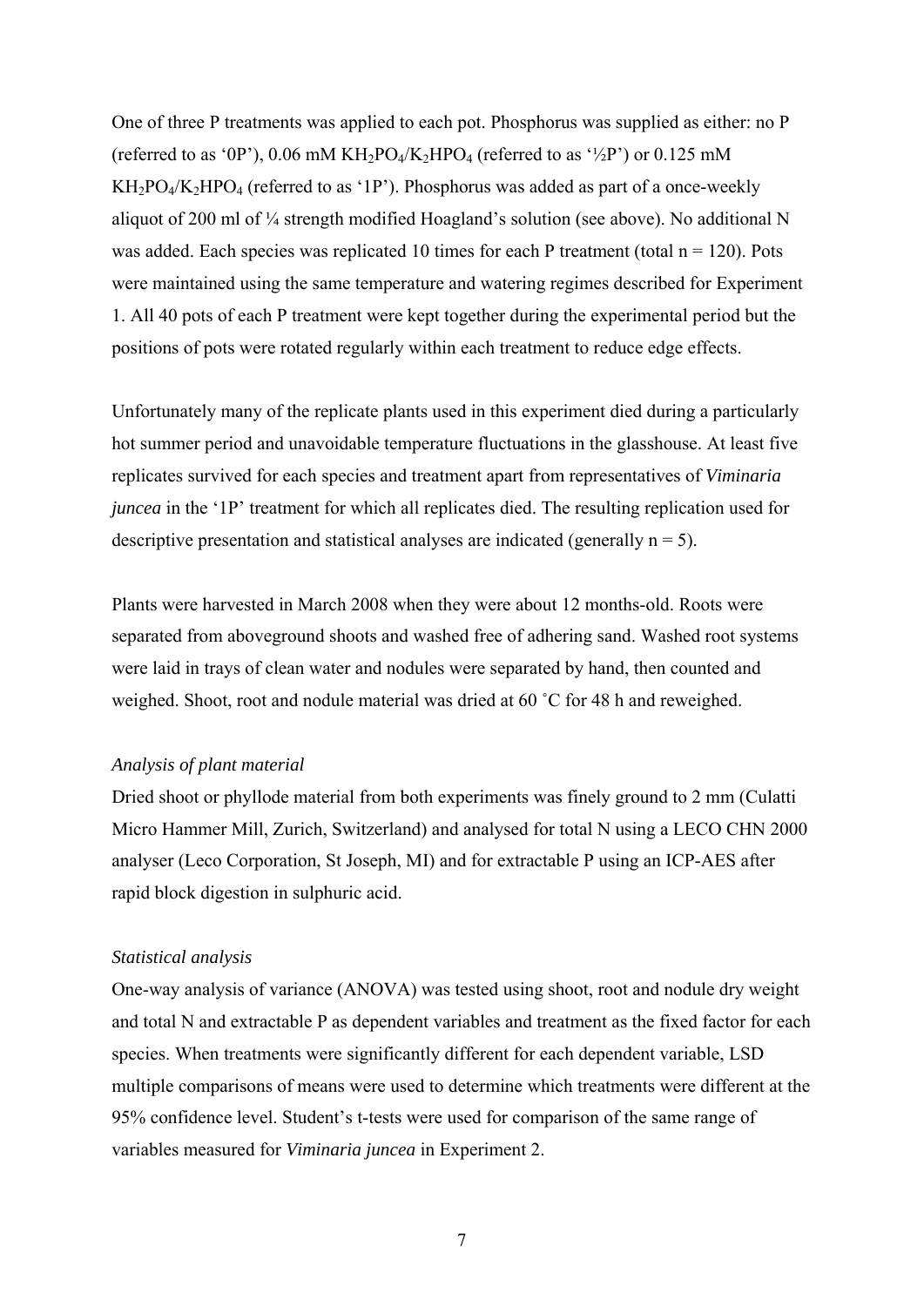One of three P treatments was applied to each pot. Phosphorus was supplied as either: no P (referred to as '0P'), 0.06 mM $KH_2PO_4/K_2HPO_4$ (referred to as '½P') or 0.125 mM $KH_2PO_4/K_2HPO_4$ (referred to as '1P'). Phosphorus was added as part of a once-weekly aliquot of 200 ml of ¼ strength modified Hoagland's solution (see above). No additional N was added. Each species was replicated 10 times for each P treatment (total n = 120). Pots were maintained using the same temperature and watering regimes described for Experiment 1. All 40 pots of each P treatment were kept together during the experimental period but the positions of pots were rotated regularly within each treatment to reduce edge effects.

Unfortunately many of the replicate plants used in this experiment died during a particularly hot summer period and unavoidable temperature fluctuations in the glasshouse. At least five replicates survived for each species and treatment apart from representatives of *Viminaria juncea* in the '1P' treatment for which all replicates died. The resulting replication used for descriptive presentation and statistical analyses are indicated (generally n = 5).

Plants were harvested in March 2008 when they were about 12 months-old. Roots were separated from aboveground shoots and washed free of adhering sand. Washed root systems were laid in trays of clean water and nodules were separated by hand, then counted and weighed. Shoot, root and nodule material was dried at 60 ˚C for 48 h and reweighed.

*Analysis of plant material*

Dried shoot or phyllode material from both experiments was finely ground to 2 mm (Culatti Micro Hammer Mill, Zurich, Switzerland) and analysed for total N using a LECO CHN 2000 analyser (Leco Corporation, St Joseph, MI) and for extractable P using an ICP-AES after rapid block digestion in sulphuric acid.

*Statistical analysis*

One-way analysis of variance (ANOVA) was tested using shoot, root and nodule dry weight and total N and extractable P as dependent variables and treatment as the fixed factor for each species. When treatments were significantly different for each dependent variable, LSD multiple comparisons of means were used to determine which treatments were different at the 95% confidence level. Student's t-tests were used for comparison of the same range of variables measured for *Viminaria juncea* in Experiment 2.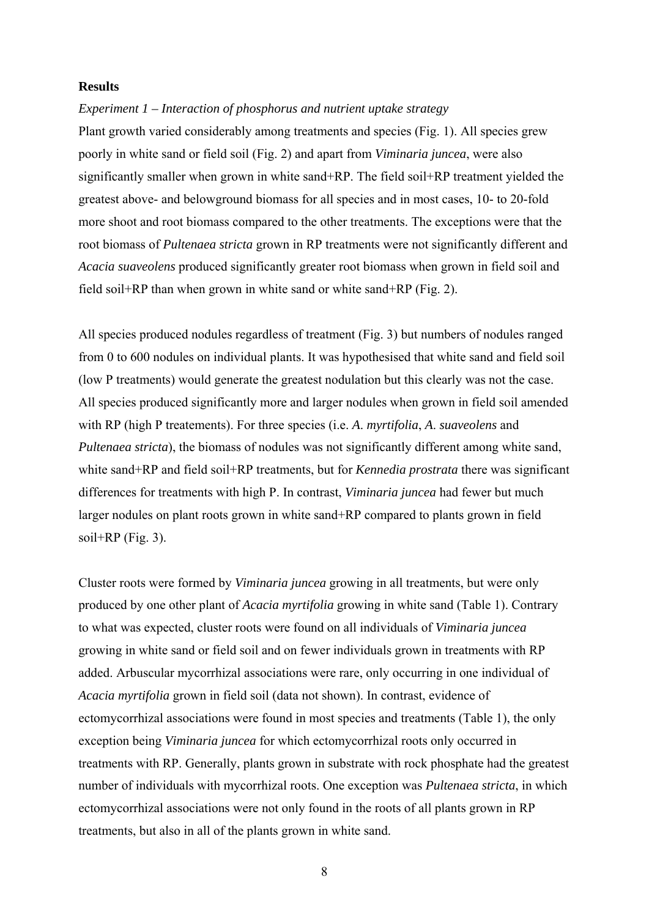**Results**

*Experiment 1 – Interaction of phosphorus and nutrient uptake strategy*

Plant growth varied considerably among treatments and species (Fig. 1). All species grew poorly in white sand or field soil (Fig. 2) and apart from *Viminaria juncea*, were also significantly smaller when grown in white sand+RP. The field soil+RP treatment yielded the greatest above- and belowground biomass for all species and in most cases, 10- to 20-fold more shoot and root biomass compared to the other treatments. The exceptions were that the root biomass of *Pultenaea stricta* grown in RP treatments were not significantly different and *Acacia suaveolens* produced significantly greater root biomass when grown in field soil and field soil+RP than when grown in white sand or white sand+RP (Fig. 2).

All species produced nodules regardless of treatment (Fig. 3) but numbers of nodules ranged from 0 to 600 nodules on individual plants. It was hypothesised that white sand and field soil (low P treatments) would generate the greatest nodulation but this clearly was not the case. All species produced significantly more and larger nodules when grown in field soil amended with RP (high P treatements). For three species (i.e. *A. myrtifolia*, *A. suaveolens* and *Pultenaea stricta*), the biomass of nodules was not significantly different among white sand, white sand+RP and field soil+RP treatments, but for *Kennedia prostrata* there was significant differences for treatments with high P. In contrast, *Viminaria juncea* had fewer but much larger nodules on plant roots grown in white sand+RP compared to plants grown in field soil+RP (Fig. 3).

Cluster roots were formed by *Viminaria juncea* growing in all treatments, but were only produced by one other plant of *Acacia myrtifolia* growing in white sand (Table 1). Contrary to what was expected, cluster roots were found on all individuals of *Viminaria juncea* growing in white sand or field soil and on fewer individuals grown in treatments with RP added. Arbuscular mycorrhizal associations were rare, only occurring in one individual of *Acacia myrtifolia* grown in field soil (data not shown). In contrast, evidence of ectomycorrhizal associations were found in most species and treatments (Table 1), the only exception being *Viminaria juncea* for which ectomycorrhizal roots only occurred in treatments with RP. Generally, plants grown in substrate with rock phosphate had the greatest number of individuals with mycorrhizal roots. One exception was *Pultenaea stricta*, in which ectomycorrhizal associations were not only found in the roots of all plants grown in RP treatments, but also in all of the plants grown in white sand.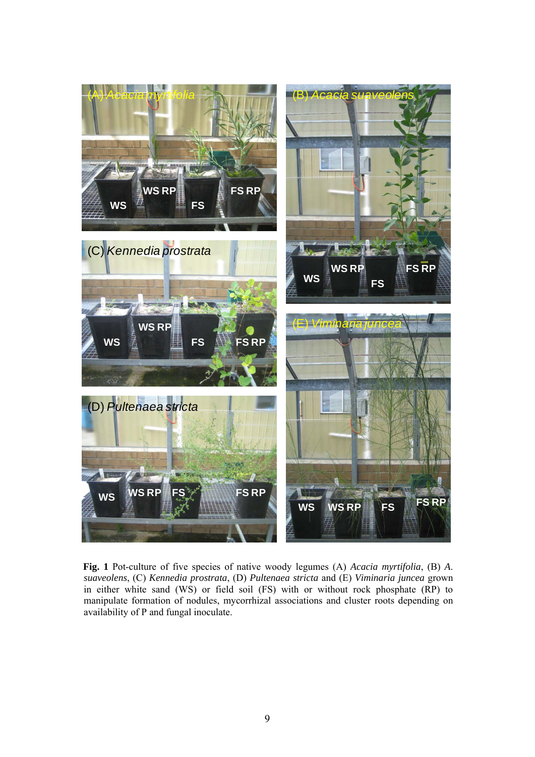**Fig. 1** Pot-culture of five species of native woody legumes (A) *Acacia myrtifolia*, (B) *A. suaveolens*, (C) *Kennedia prostrata*, (D) *Pultenaea stricta* and (E) *Viminaria juncea* grown in either white sand (WS) or field soil (FS) with or without rock phosphate (RP) to manipulate formation of nodules, mycorrhizal associations and cluster roots depending on availability of P and fungal inoculate.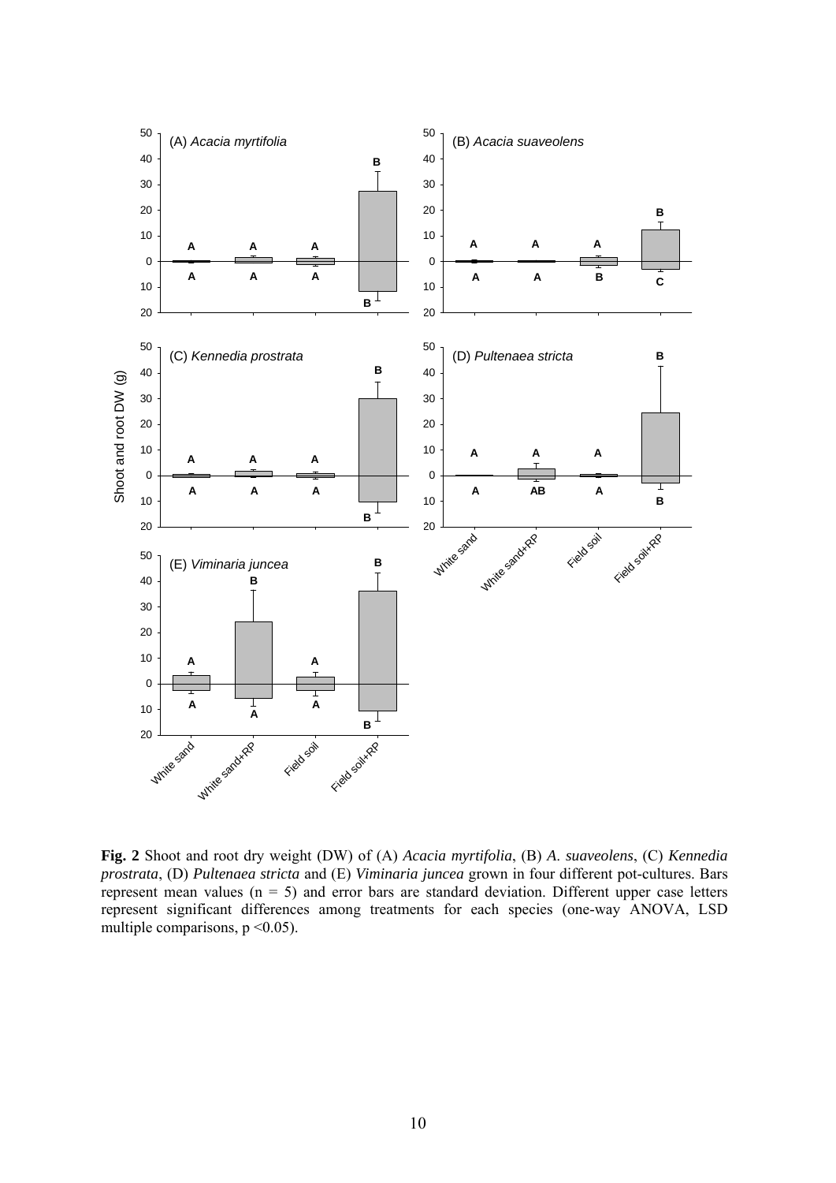**Fig. 2** Shoot and root dry weight (DW) of (A) *Acacia myrtifolia*, (B) *A. suaveolens*, (C) *Kennedia prostrata*, (D) *Pultenaea stricta* and (E) *Viminaria juncea* grown in four different pot-cultures. Bars represent mean values ($n = 5$) and error bars are standard deviation. Different upper case letters represent significant differences among treatments for each species (one-way ANOVA, LSD multiple comparisons, $p < 0.05$).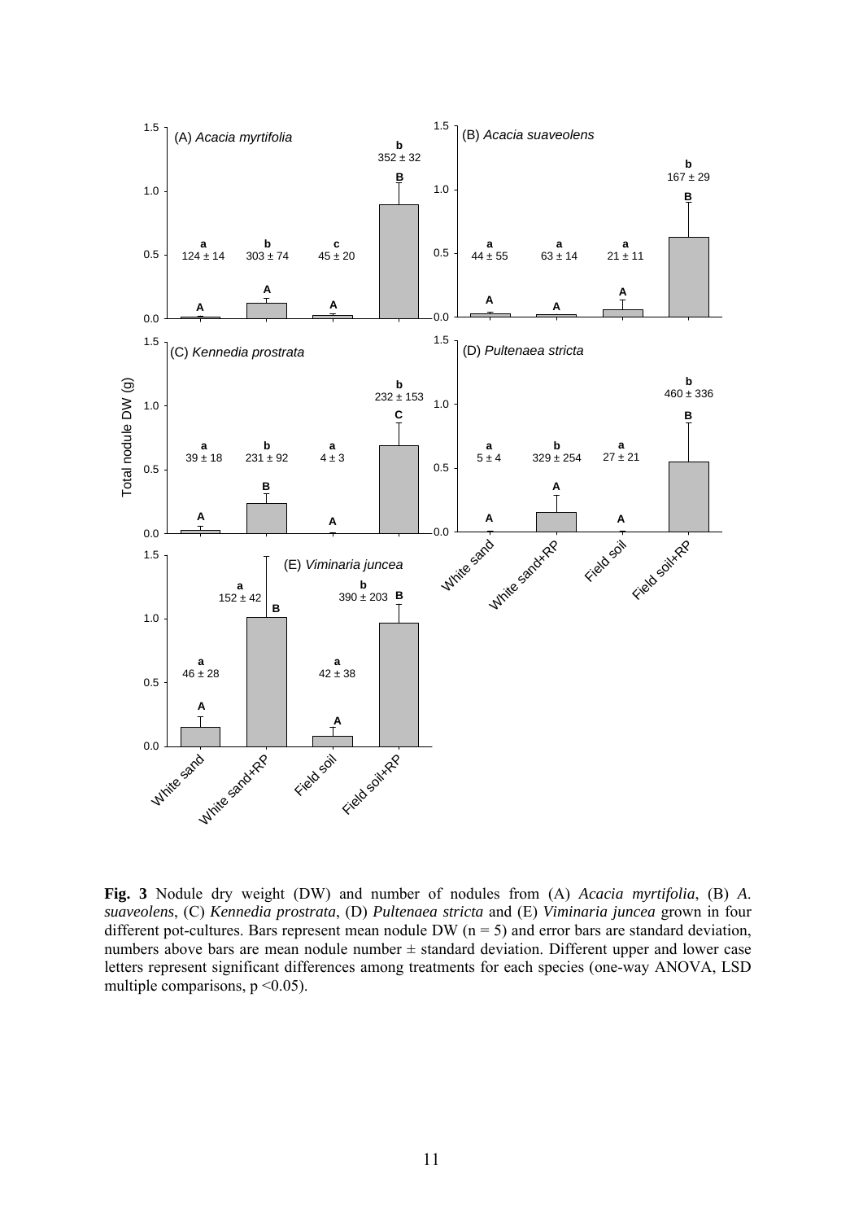**Fig. 3** Nodule dry weight (DW) and number of nodules from (A) *Acacia myrtifolia*, (B) *A. suaveolens*, (C) *Kennedia prostrata*, (D) *Pultenaea stricta* and (E) *Viminaria juncea* grown in four different pot-cultures. Bars represent mean nodule DW ($n = 5$) and error bars are standard deviation, numbers above bars are mean nodule number ± standard deviation. Different upper and lower case letters represent significant differences among treatments for each species (one-way ANOVA, LSD multiple comparisons, $p < 0.05$).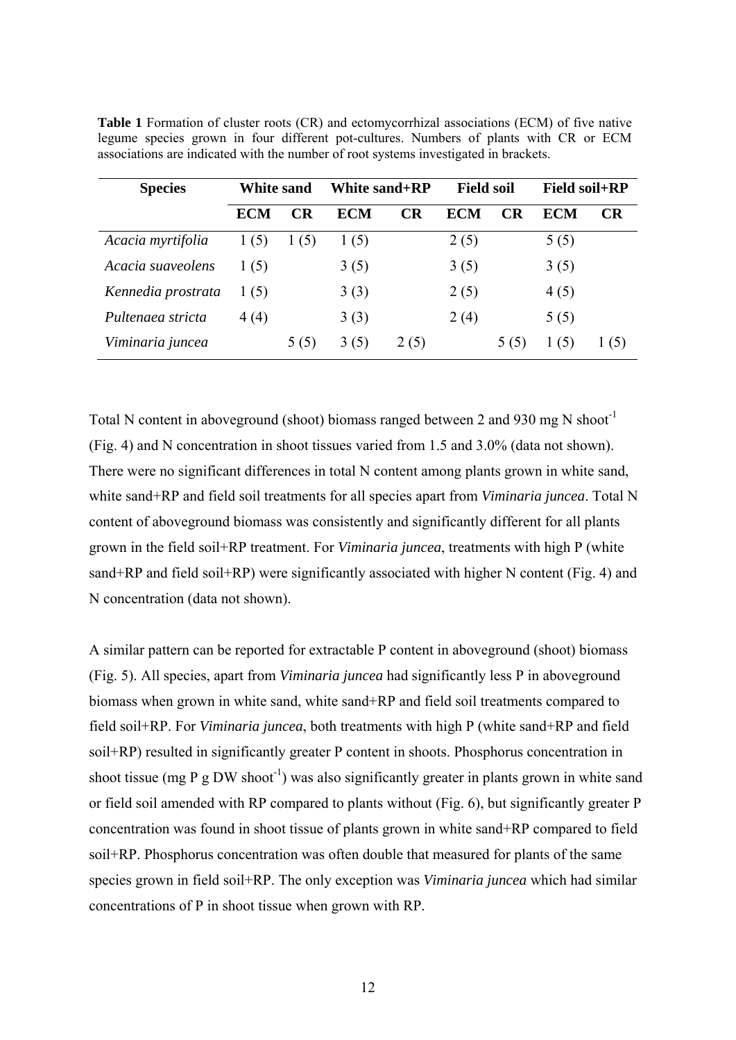**Table 1** Formation of cluster roots (CR) and ectomycorrhizal associations (ECM) of five native legume species grown in four different pot-cultures. Numbers of plants with CR or ECM associations are indicated with the number of root systems investigated in brackets.

| Species | White sand | | White sand+RP | | Field soil | | Field soil+RP | |
|---|---|---|---|---|---|---|---|---|
| | ECM | CR | ECM | CR | ECM | CR | ECM | CR |
| *Acacia myrtifolia* | 1 (5) | 1 (5) | 1 (5) | | 2 (5) | | 5 (5) | |
| *Acacia suaveolens* | 1 (5) | | 3 (5) | | 3 (5) | | 3 (5) | |
| *Kennedia prostrata* | 1 (5) | | 3 (3) | | 2 (5) | | 4 (5) | |
| *Pultenaea stricta* | 4 (4) | | 3 (3) | | 2 (4) | | 5 (5) | |
| *Viminaria juncea* | | 5 (5) | 3 (5) | 2 (5) | | 5 (5) | 1 (5) | 1 (5) |

Total N content in aboveground (shoot) biomass ranged between 2 and 930 mg N shoot$^{-1}$ (Fig. 4) and N concentration in shoot tissues varied from 1.5 and 3.0% (data not shown). There were no significant differences in total N content among plants grown in white sand, white sand+RP and field soil treatments for all species apart from *Viminaria juncea*. Total N content of aboveground biomass was consistently and significantly different for all plants grown in the field soil+RP treatment. For *Viminaria juncea*, treatments with high P (white sand+RP and field soil+RP) were significantly associated with higher N content (Fig. 4) and N concentration (data not shown).

A similar pattern can be reported for extractable P content in aboveground (shoot) biomass (Fig. 5). All species, apart from *Viminaria juncea* had significantly less P in aboveground biomass when grown in white sand, white sand+RP and field soil treatments compared to field soil+RP. For *Viminaria juncea*, both treatments with high P (white sand+RP and field soil+RP) resulted in significantly greater P content in shoots. Phosphorus concentration in shoot tissue (mg P g DW shoot$^{-1}$) was also significantly greater in plants grown in white sand or field soil amended with RP compared to plants without (Fig. 6), but significantly greater P concentration was found in shoot tissue of plants grown in white sand+RP compared to field soil+RP. Phosphorus concentration was often double that measured for plants of the same species grown in field soil+RP. The only exception was *Viminaria juncea* which had similar concentrations of P in shoot tissue when grown with RP.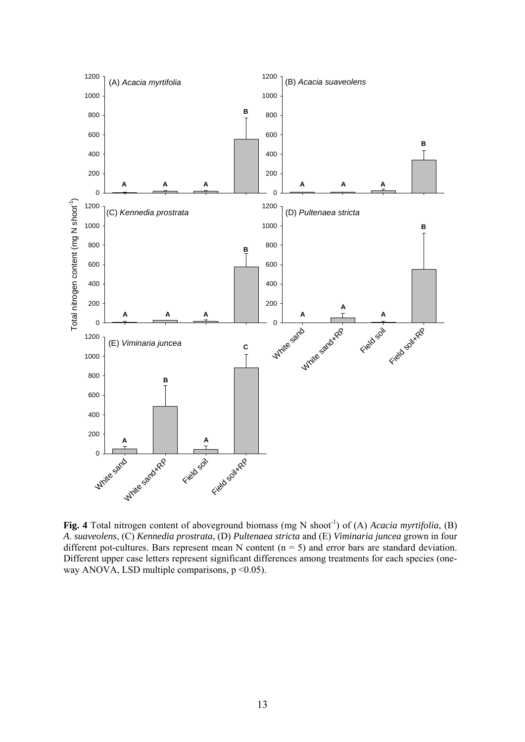**Fig. 4** Total nitrogen content of aboveground biomass (mg N shoot$^{-1}$) of (A) *Acacia myrtifolia*, (B) *A. suaveolens*, (C) *Kennedia prostrata*, (D) *Pultenaea stricta* and (E) *Viminaria juncea* grown in four different pot-cultures. Bars represent mean N content ($n = 5$) and error bars are standard deviation. Different upper case letters represent significant differences among treatments for each species (one-way ANOVA, LSD multiple comparisons, $p < 0.05$).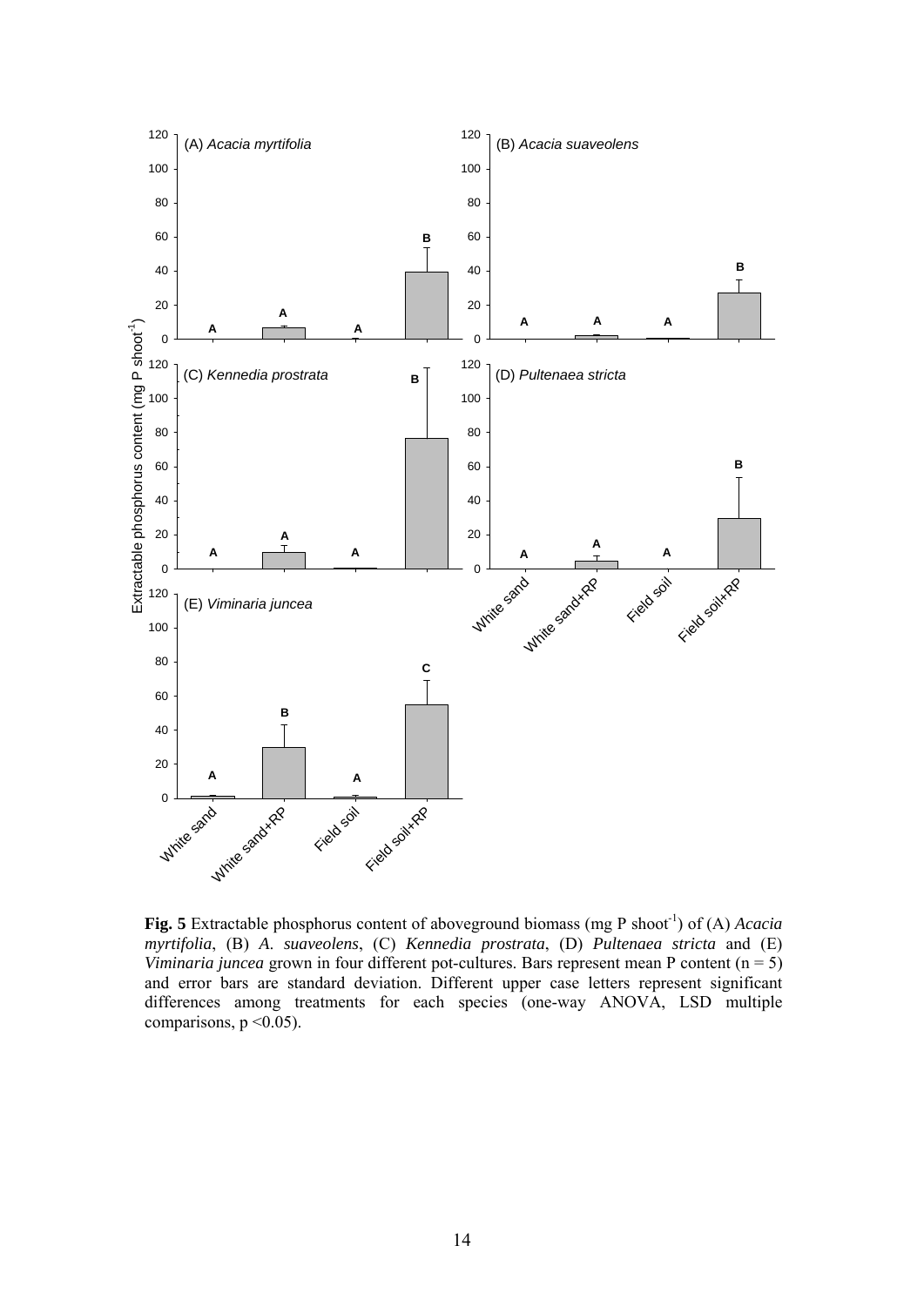**Fig. 5** Extractable phosphorus content of aboveground biomass (mg P shoot$^{-1}$) of (A) *Acacia myrtifolia*, (B) *A. suaveolens*, (C) *Kennedia prostrata*, (D) *Pultenaea stricta* and (E) *Viminaria juncea* grown in four different pot-cultures. Bars represent mean P content (n = 5) and error bars are standard deviation. Different upper case letters represent significant differences among treatments for each species (one-way ANOVA, LSD multiple comparisons, $p < 0.05$).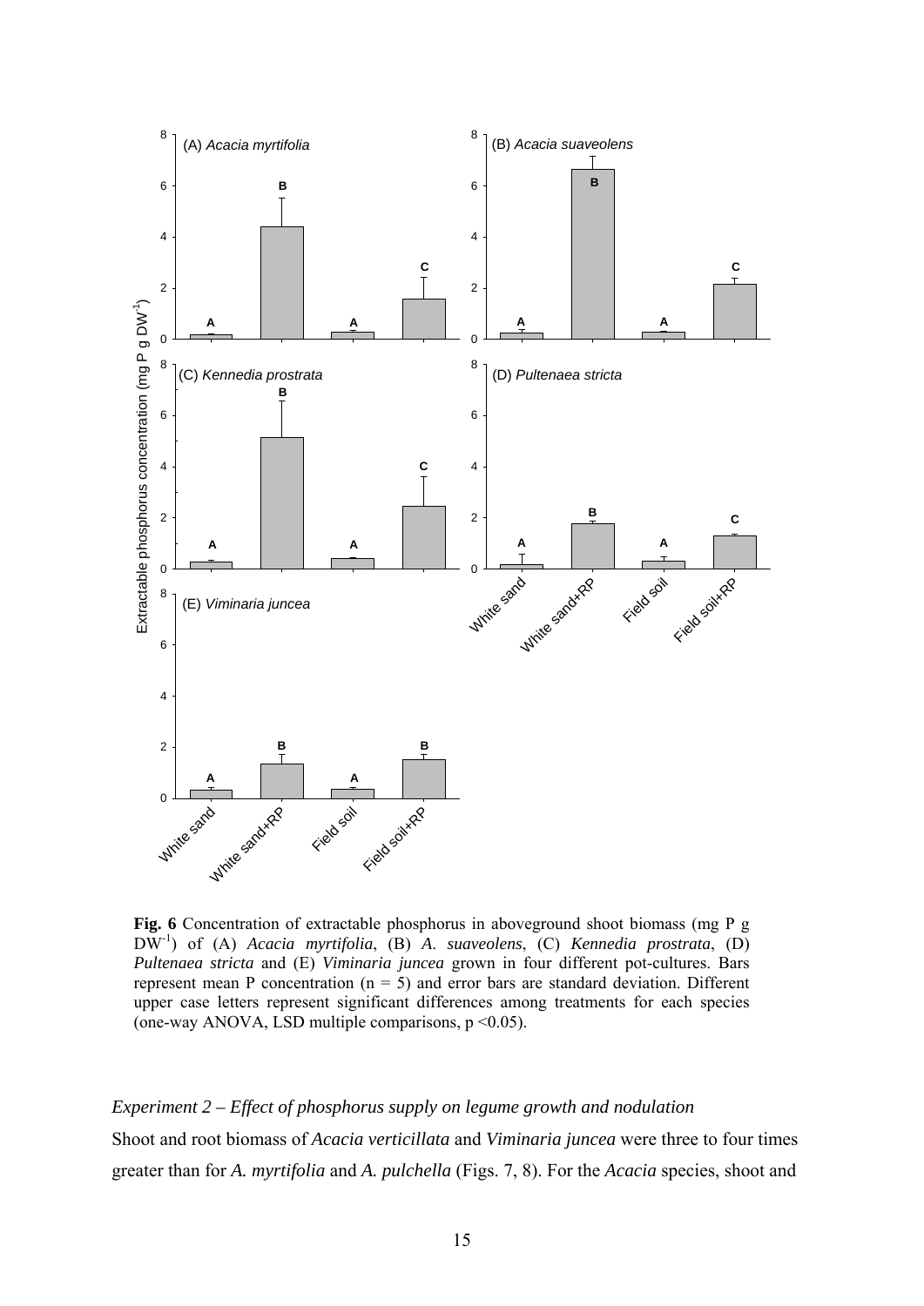**Fig. 6** Concentration of extractable phosphorus in aboveground shoot biomass (mg P g DW$^{-1}$) of (A) *Acacia myrtifolia*, (B) *A. suaveolens*, (C) *Kennedia prostrata*, (D) *Pultenaea stricta* and (E) *Viminaria juncea* grown in four different pot-cultures. Bars represent mean P concentration ($n = 5$) and error bars are standard deviation. Different upper case letters represent significant differences among treatments for each species (one-way ANOVA, LSD multiple comparisons, $p < 0.05$).

*Experiment 2 – Effect of phosphorus supply on legume growth and nodulation*

Shoot and root biomass of *Acacia verticillata* and *Viminaria juncea* were three to four times greater than for *A. myrtifolia* and *A. pulchella* (Figs. 7, 8). For the *Acacia* species, shoot and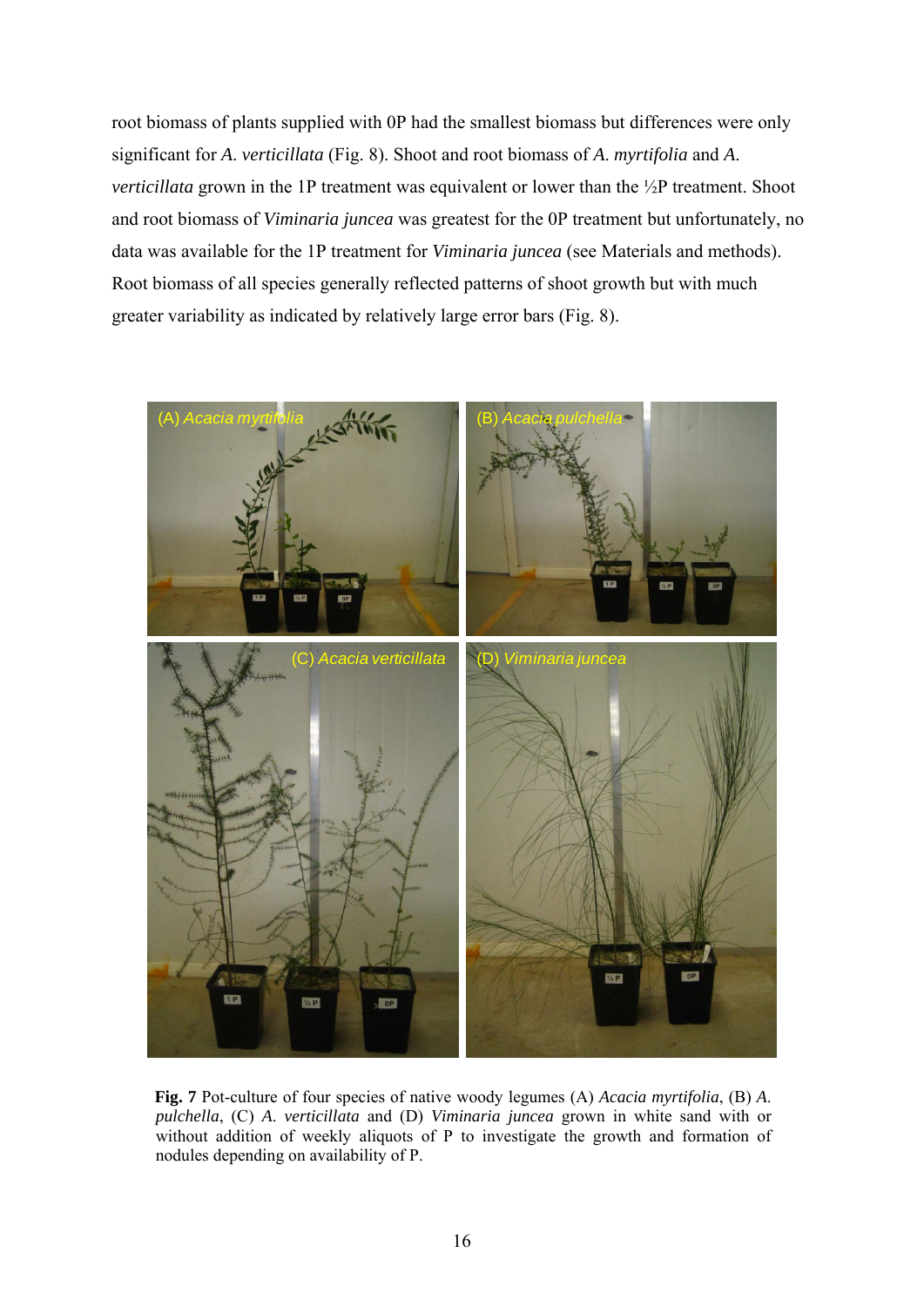root biomass of plants supplied with 0P had the smallest biomass but differences were only significant for *A. verticillata* (Fig. 8). Shoot and root biomass of *A. myrtifolia* and *A. verticillata* grown in the 1P treatment was equivalent or lower than the ½P treatment. Shoot and root biomass of *Viminaria juncea* was greatest for the 0P treatment but unfortunately, no data was available for the 1P treatment for *Viminaria juncea* (see Materials and methods). Root biomass of all species generally reflected patterns of shoot growth but with much greater variability as indicated by relatively large error bars (Fig. 8).

**Fig. 7** Pot-culture of four species of native woody legumes (A) *Acacia myrtifolia*, (B) *A. pulchella*, (C) *A. verticillata* and (D) *Viminaria juncea* grown in white sand with or without addition of weekly aliquots of P to investigate the growth and formation of nodules depending on availability of P.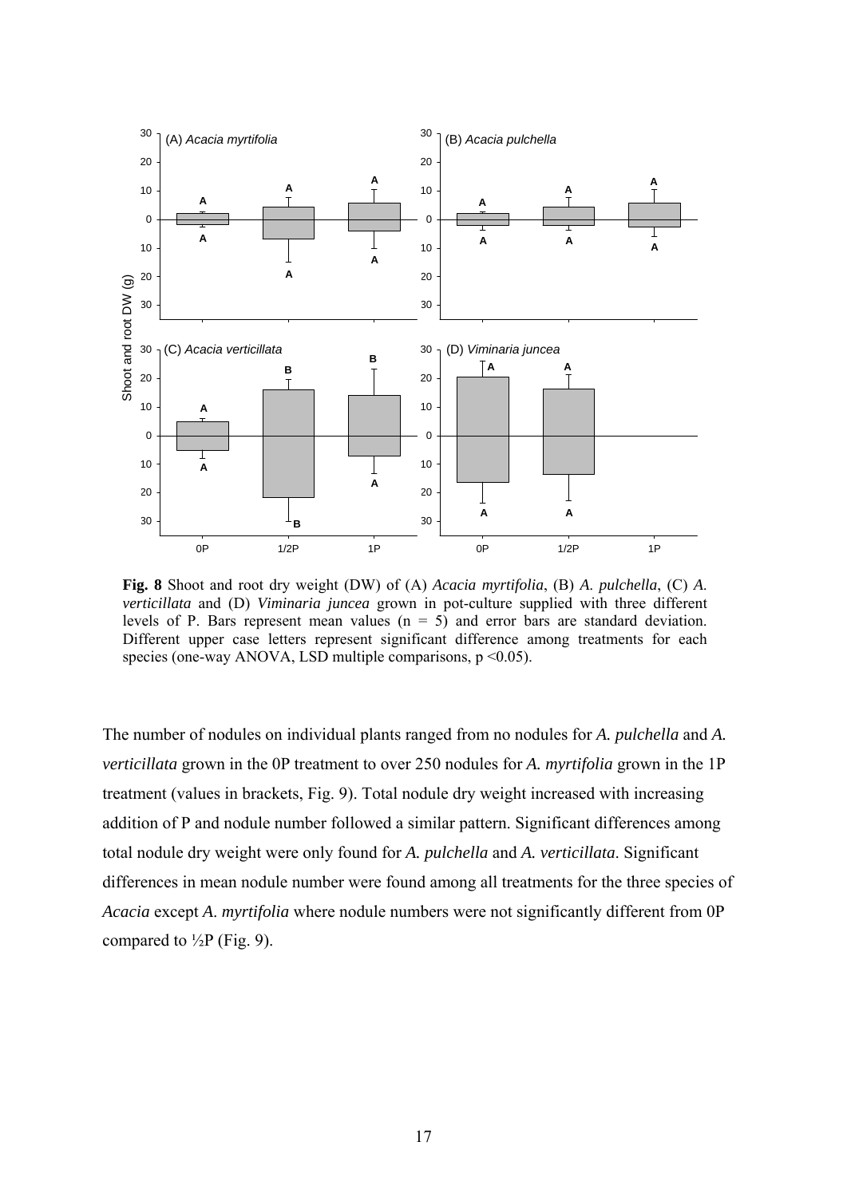**Fig. 8** Shoot and root dry weight (DW) of (A) *Acacia myrtifolia*, (B) *A. pulchella*, (C) *A. verticillata* and (D) *Viminaria juncea* grown in pot-culture supplied with three different levels of P. Bars represent mean values (n = 5) and error bars are standard deviation. Different upper case letters represent significant difference among treatments for each species (one-way ANOVA, LSD multiple comparisons, $p < 0.05$).

The number of nodules on individual plants ranged from no nodules for *A. pulchella* and *A. verticillata* grown in the 0P treatment to over 250 nodules for *A. myrtifolia* grown in the 1P treatment (values in brackets, Fig. 9). Total nodule dry weight increased with increasing addition of P and nodule number followed a similar pattern. Significant differences among total nodule dry weight were only found for *A. pulchella* and *A. verticillata*. Significant differences in mean nodule number were found among all treatments for the three species of *Acacia* except *A. myrtifolia* where nodule numbers were not significantly different from 0P compared to ½P (Fig. 9).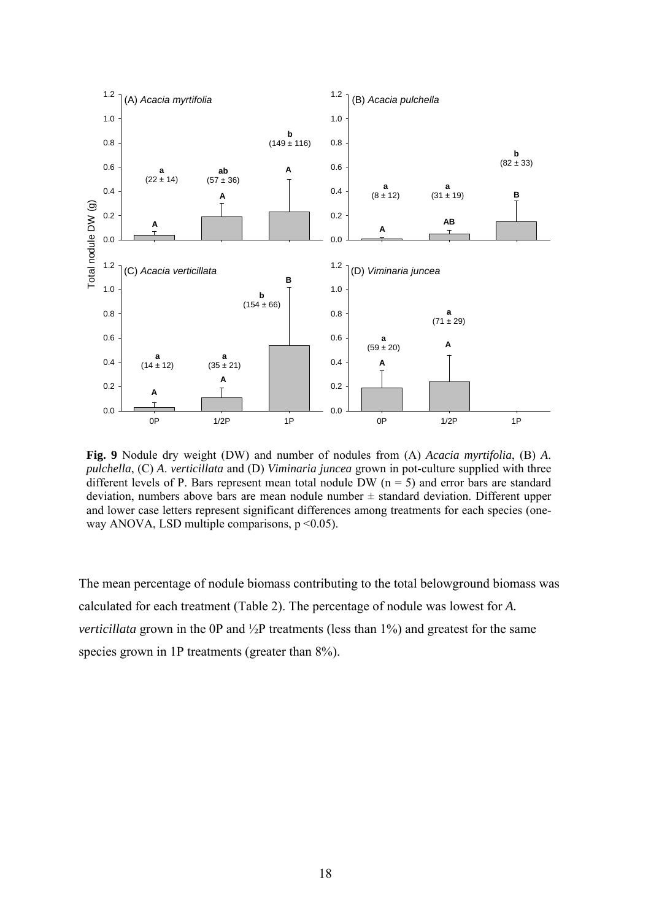**Fig. 9** Nodule dry weight (DW) and number of nodules from (A) *Acacia myrtifolia*, (B) *A. pulchella*, (C) *A. verticillata* and (D) *Viminaria juncea* grown in pot-culture supplied with three different levels of P. Bars represent mean total nodule DW ($n = 5$) and error bars are standard deviation, numbers above bars are mean nodule number ± standard deviation. Different upper and lower case letters represent significant differences among treatments for each species (one-way ANOVA, LSD multiple comparisons, $p < 0.05$).

The mean percentage of nodule biomass contributing to the total belowground biomass was calculated for each treatment (Table 2). The percentage of nodule was lowest for *A. verticillata* grown in the 0P and ½P treatments (less than 1%) and greatest for the same species grown in 1P treatments (greater than 8%).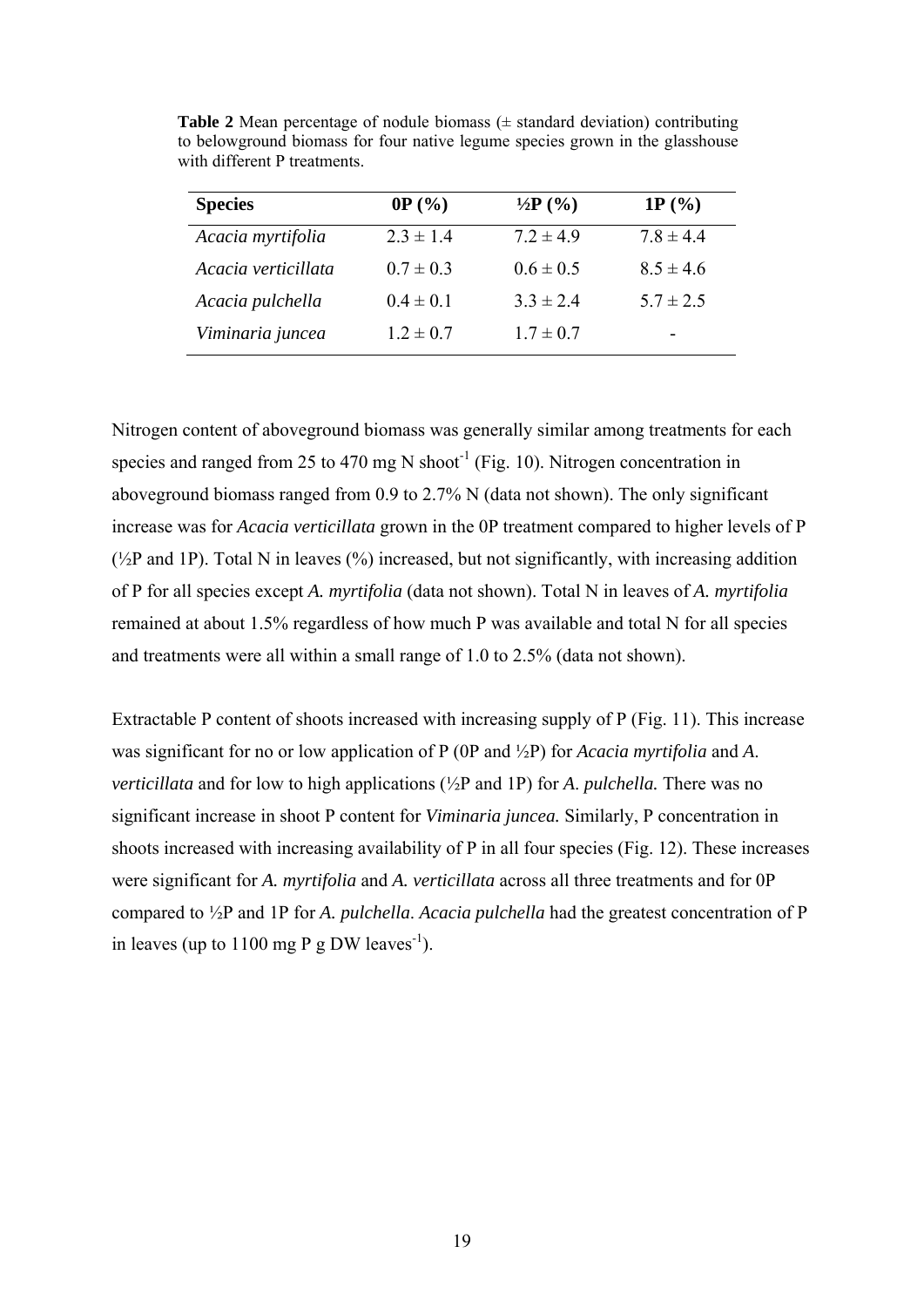**Table 2** Mean percentage of nodule biomass (± standard deviation) contributing to belowground biomass for four native legume species grown in the glasshouse with different P treatments.

| Species | 0P (%) | ½P (%) | 1P (%) |
|---|---|---|---|
| *Acacia myrtifolia* | 2.3 ± 1.4 | 7.2 ± 4.9 | 7.8 ± 4.4 |
| *Acacia verticillata* | 0.7 ± 0.3 | 0.6 ± 0.5 | 8.5 ± 4.6 |
| *Acacia pulchella* | 0.4 ± 0.1 | 3.3 ± 2.4 | 5.7 ± 2.5 |
| *Viminaria juncea* | 1.2 ± 0.7 | 1.7 ± 0.7 | - |

Nitrogen content of aboveground biomass was generally similar among treatments for each species and ranged from 25 to 470 mg N shoot$^{-1}$ (Fig. 10). Nitrogen concentration in aboveground biomass ranged from 0.9 to 2.7% N (data not shown). The only significant increase was for *Acacia verticillata* grown in the 0P treatment compared to higher levels of P (½P and 1P). Total N in leaves (%) increased, but not significantly, with increasing addition of P for all species except *A. myrtifolia* (data not shown). Total N in leaves of *A. myrtifolia* remained at about 1.5% regardless of how much P was available and total N for all species and treatments were all within a small range of 1.0 to 2.5% (data not shown).

Extractable P content of shoots increased with increasing supply of P (Fig. 11). This increase was significant for no or low application of P (0P and ½P) for *Acacia myrtifolia* and *A. verticillata* and for low to high applications (½P and 1P) for *A. pulchella.* There was no significant increase in shoot P content for *Viminaria juncea.* Similarly, P concentration in shoots increased with increasing availability of P in all four species (Fig. 12). These increases were significant for *A. myrtifolia* and *A. verticillata* across all three treatments and for 0P compared to ½P and 1P for *A. pulchella*. *Acacia pulchella* had the greatest concentration of P in leaves (up to 1100 mg P g DW leaves$^{-1}$).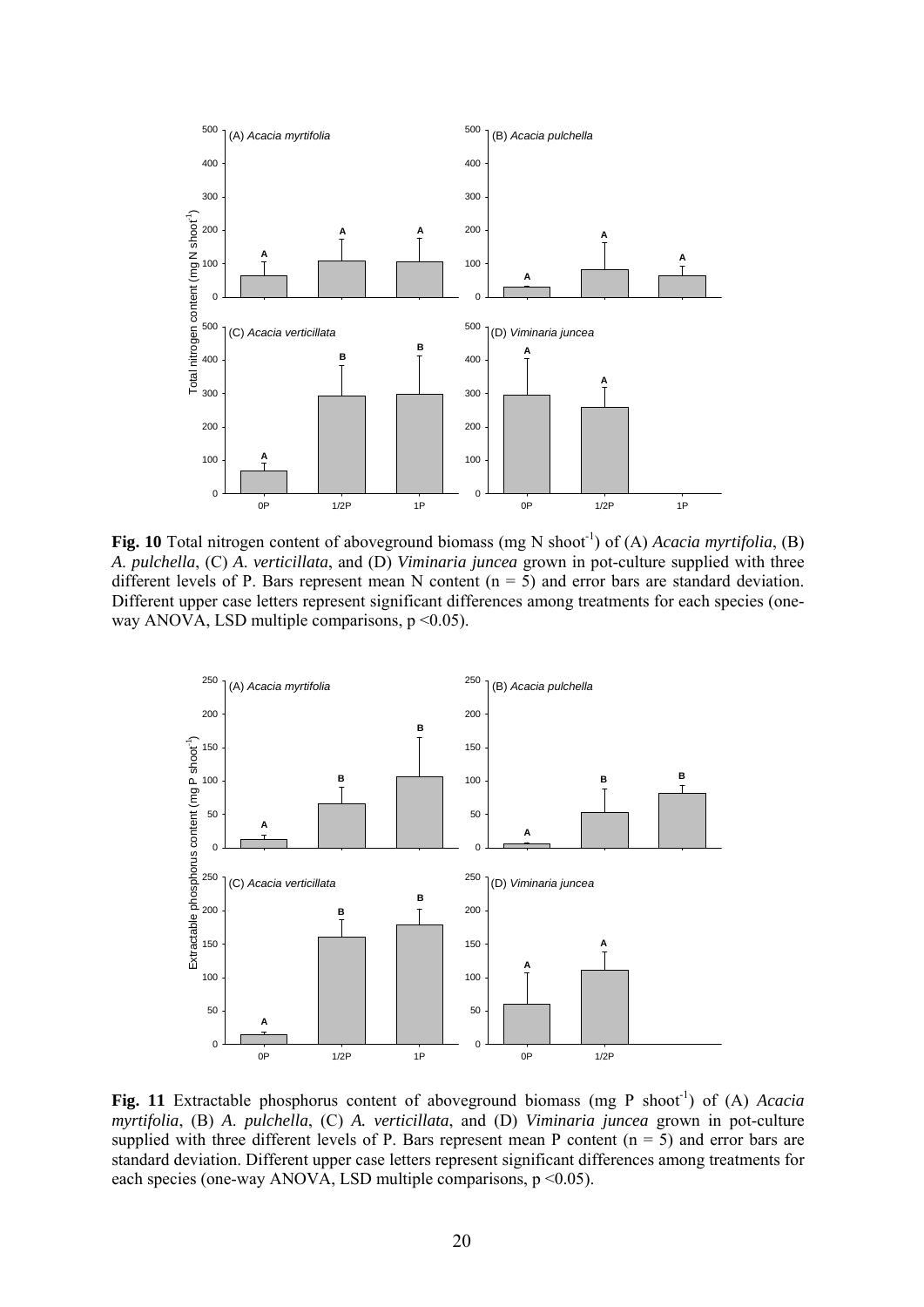**Fig. 10** Total nitrogen content of aboveground biomass (mg N shoot$^{-1}$) of (A) *Acacia myrtifolia*, (B) *A. pulchella*, (C) *A. verticillata*, and (D) *Viminaria juncea* grown in pot-culture supplied with three different levels of P. Bars represent mean N content ($n = 5$) and error bars are standard deviation. Different upper case letters represent significant differences among treatments for each species (one-way ANOVA, LSD multiple comparisons, $p < 0.05$).

**Fig. 11** Extractable phosphorus content of aboveground biomass (mg P shoot$^{-1}$) of (A) *Acacia myrtifolia*, (B) *A. pulchella*, (C) *A. verticillata*, and (D) *Viminaria juncea* grown in pot-culture supplied with three different levels of P. Bars represent mean P content ($n = 5$) and error bars are standard deviation. Different upper case letters represent significant differences among treatments for each species (one-way ANOVA, LSD multiple comparisons, $p < 0.05$).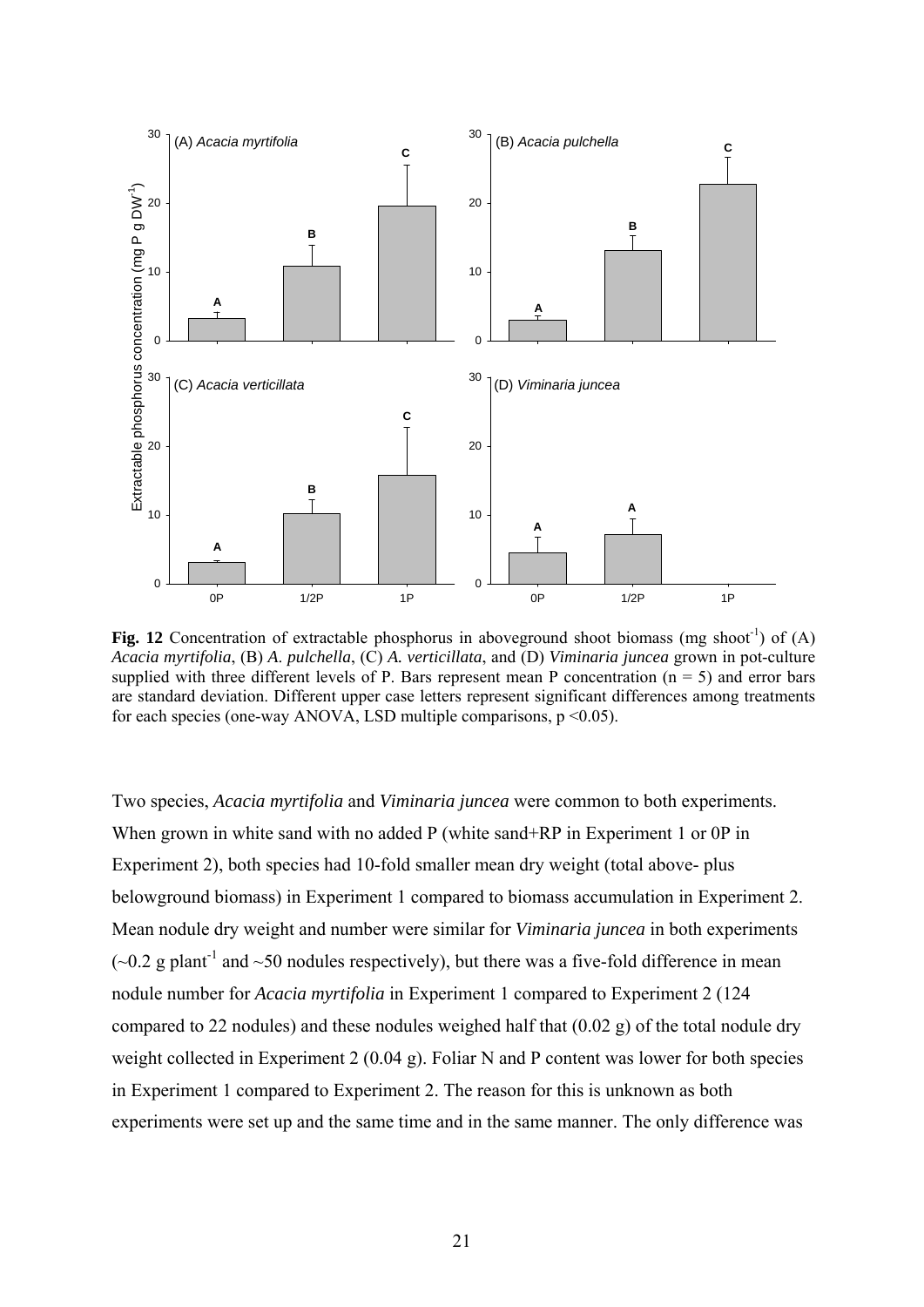**Fig. 12** Concentration of extractable phosphorus in aboveground shoot biomass (mg shoot$^{-1}$) of (A) *Acacia myrtifolia*, (B) *A. pulchella*, (C) *A. verticillata*, and (D) *Viminaria juncea* grown in pot-culture supplied with three different levels of P. Bars represent mean P concentration ($n = 5$) and error bars are standard deviation. Different upper case letters represent significant differences among treatments for each species (one-way ANOVA, LSD multiple comparisons, $p < 0.05$).

Two species, *Acacia myrtifolia* and *Viminaria juncea* were common to both experiments. When grown in white sand with no added P (white sand+RP in Experiment 1 or 0P in Experiment 2), both species had 10-fold smaller mean dry weight (total above- plus belowground biomass) in Experiment 1 compared to biomass accumulation in Experiment 2. Mean nodule dry weight and number were similar for *Viminaria juncea* in both experiments (~0.2 g plant$^{-1}$ and ~50 nodules respectively), but there was a five-fold difference in mean nodule number for *Acacia myrtifolia* in Experiment 1 compared to Experiment 2 (124 compared to 22 nodules) and these nodules weighed half that (0.02 g) of the total nodule dry weight collected in Experiment 2 (0.04 g). Foliar N and P content was lower for both species in Experiment 1 compared to Experiment 2. The reason for this is unknown as both experiments were set up and the same time and in the same manner. The only difference was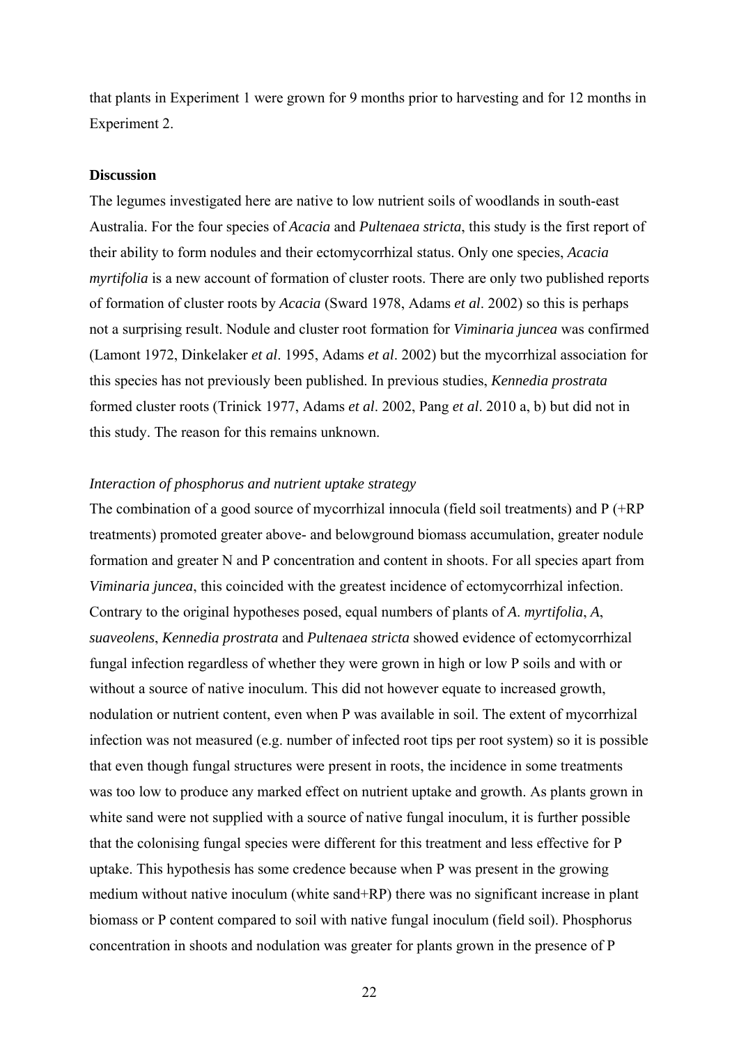that plants in Experiment 1 were grown for 9 months prior to harvesting and for 12 months in Experiment 2.

**Discussion**

The legumes investigated here are native to low nutrient soils of woodlands in south-east Australia. For the four species of *Acacia* and *Pultenaea stricta*, this study is the first report of their ability to form nodules and their ectomycorrhizal status. Only one species, *Acacia myrtifolia* is a new account of formation of cluster roots. There are only two published reports of formation of cluster roots by *Acacia* (Sward 1978, Adams *et al*. 2002) so this is perhaps not a surprising result. Nodule and cluster root formation for *Viminaria juncea* was confirmed (Lamont 1972, Dinkelaker *et al*. 1995, Adams *et al*. 2002) but the mycorrhizal association for this species has not previously been published. In previous studies, *Kennedia prostrata* formed cluster roots (Trinick 1977, Adams *et al*. 2002, Pang *et al*. 2010 a, b) but did not in this study. The reason for this remains unknown.

*Interaction of phosphorus and nutrient uptake strategy*

The combination of a good source of mycorrhizal innocula (field soil treatments) and P (+RP treatments) promoted greater above- and belowground biomass accumulation, greater nodule formation and greater N and P concentration and content in shoots. For all species apart from *Viminaria juncea*, this coincided with the greatest incidence of ectomycorrhizal infection. Contrary to the original hypotheses posed, equal numbers of plants of *A. myrtifolia*, *A, suaveolens*, *Kennedia prostrata* and *Pultenaea stricta* showed evidence of ectomycorrhizal fungal infection regardless of whether they were grown in high or low P soils and with or without a source of native inoculum. This did not however equate to increased growth, nodulation or nutrient content, even when P was available in soil. The extent of mycorrhizal infection was not measured (e.g. number of infected root tips per root system) so it is possible that even though fungal structures were present in roots, the incidence in some treatments was too low to produce any marked effect on nutrient uptake and growth. As plants grown in white sand were not supplied with a source of native fungal inoculum, it is further possible that the colonising fungal species were different for this treatment and less effective for P uptake. This hypothesis has some credence because when P was present in the growing medium without native inoculum (white sand+RP) there was no significant increase in plant biomass or P content compared to soil with native fungal inoculum (field soil). Phosphorus concentration in shoots and nodulation was greater for plants grown in the presence of P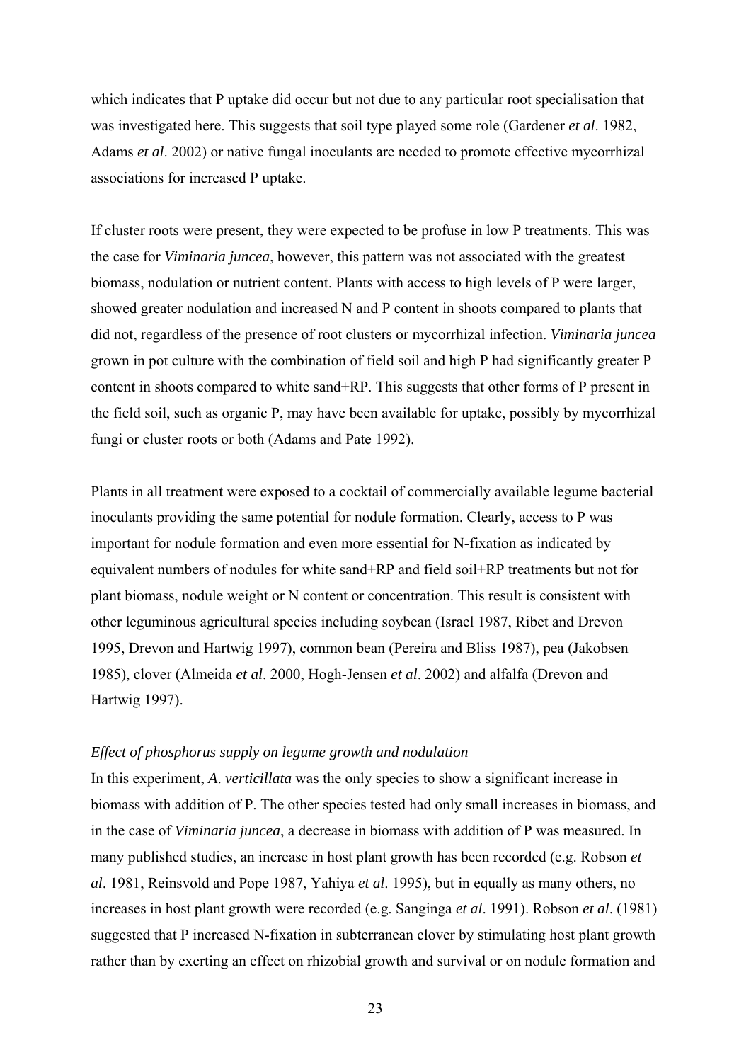which indicates that P uptake did occur but not due to any particular root specialisation that was investigated here. This suggests that soil type played some role (Gardener *et al*. 1982, Adams *et al*. 2002) or native fungal inoculants are needed to promote effective mycorrhizal associations for increased P uptake.

If cluster roots were present, they were expected to be profuse in low P treatments. This was the case for *Viminaria juncea*, however, this pattern was not associated with the greatest biomass, nodulation or nutrient content. Plants with access to high levels of P were larger, showed greater nodulation and increased N and P content in shoots compared to plants that did not, regardless of the presence of root clusters or mycorrhizal infection. *Viminaria juncea* grown in pot culture with the combination of field soil and high P had significantly greater P content in shoots compared to white sand+RP. This suggests that other forms of P present in the field soil, such as organic P, may have been available for uptake, possibly by mycorrhizal fungi or cluster roots or both (Adams and Pate 1992).

Plants in all treatment were exposed to a cocktail of commercially available legume bacterial inoculants providing the same potential for nodule formation. Clearly, access to P was important for nodule formation and even more essential for N-fixation as indicated by equivalent numbers of nodules for white sand+RP and field soil+RP treatments but not for plant biomass, nodule weight or N content or concentration. This result is consistent with other leguminous agricultural species including soybean (Israel 1987, Ribet and Drevon 1995, Drevon and Hartwig 1997), common bean (Pereira and Bliss 1987), pea (Jakobsen 1985), clover (Almeida *et al*. 2000, Hogh-Jensen *et al*. 2002) and alfalfa (Drevon and Hartwig 1997).

*Effect of phosphorus supply on legume growth and nodulation*

In this experiment, *A. verticillata* was the only species to show a significant increase in biomass with addition of P. The other species tested had only small increases in biomass, and in the case of *Viminaria juncea*, a decrease in biomass with addition of P was measured. In many published studies, an increase in host plant growth has been recorded (e.g. Robson *et al*. 1981, Reinsvold and Pope 1987, Yahiya *et al*. 1995), but in equally as many others, no increases in host plant growth were recorded (e.g. Sanginga *et al*. 1991). Robson *et al*. (1981) suggested that P increased N-fixation in subterranean clover by stimulating host plant growth rather than by exerting an effect on rhizobial growth and survival or on nodule formation and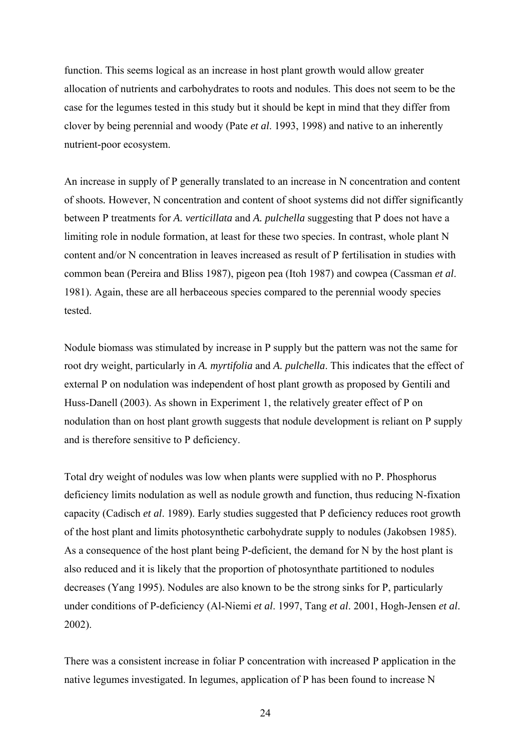function. This seems logical as an increase in host plant growth would allow greater allocation of nutrients and carbohydrates to roots and nodules. This does not seem to be the case for the legumes tested in this study but it should be kept in mind that they differ from clover by being perennial and woody (Pate *et al*. 1993, 1998) and native to an inherently nutrient-poor ecosystem.

An increase in supply of P generally translated to an increase in N concentration and content of shoots. However, N concentration and content of shoot systems did not differ significantly between P treatments for *A. verticillata* and *A. pulchella* suggesting that P does not have a limiting role in nodule formation, at least for these two species. In contrast, whole plant N content and/or N concentration in leaves increased as result of P fertilisation in studies with common bean (Pereira and Bliss 1987), pigeon pea (Itoh 1987) and cowpea (Cassman *et al*. 1981). Again, these are all herbaceous species compared to the perennial woody species tested.

Nodule biomass was stimulated by increase in P supply but the pattern was not the same for root dry weight, particularly in *A. myrtifolia* and *A. pulchella*. This indicates that the effect of external P on nodulation was independent of host plant growth as proposed by Gentili and Huss-Danell (2003). As shown in Experiment 1, the relatively greater effect of P on nodulation than on host plant growth suggests that nodule development is reliant on P supply and is therefore sensitive to P deficiency.

Total dry weight of nodules was low when plants were supplied with no P. Phosphorus deficiency limits nodulation as well as nodule growth and function, thus reducing N-fixation capacity (Cadisch *et al*. 1989). Early studies suggested that P deficiency reduces root growth of the host plant and limits photosynthetic carbohydrate supply to nodules (Jakobsen 1985). As a consequence of the host plant being P-deficient, the demand for N by the host plant is also reduced and it is likely that the proportion of photosynthate partitioned to nodules decreases (Yang 1995). Nodules are also known to be the strong sinks for P, particularly under conditions of P-deficiency (Al-Niemi *et al*. 1997, Tang *et al*. 2001, Hogh-Jensen *et al*. 2002).

There was a consistent increase in foliar P concentration with increased P application in the native legumes investigated. In legumes, application of P has been found to increase N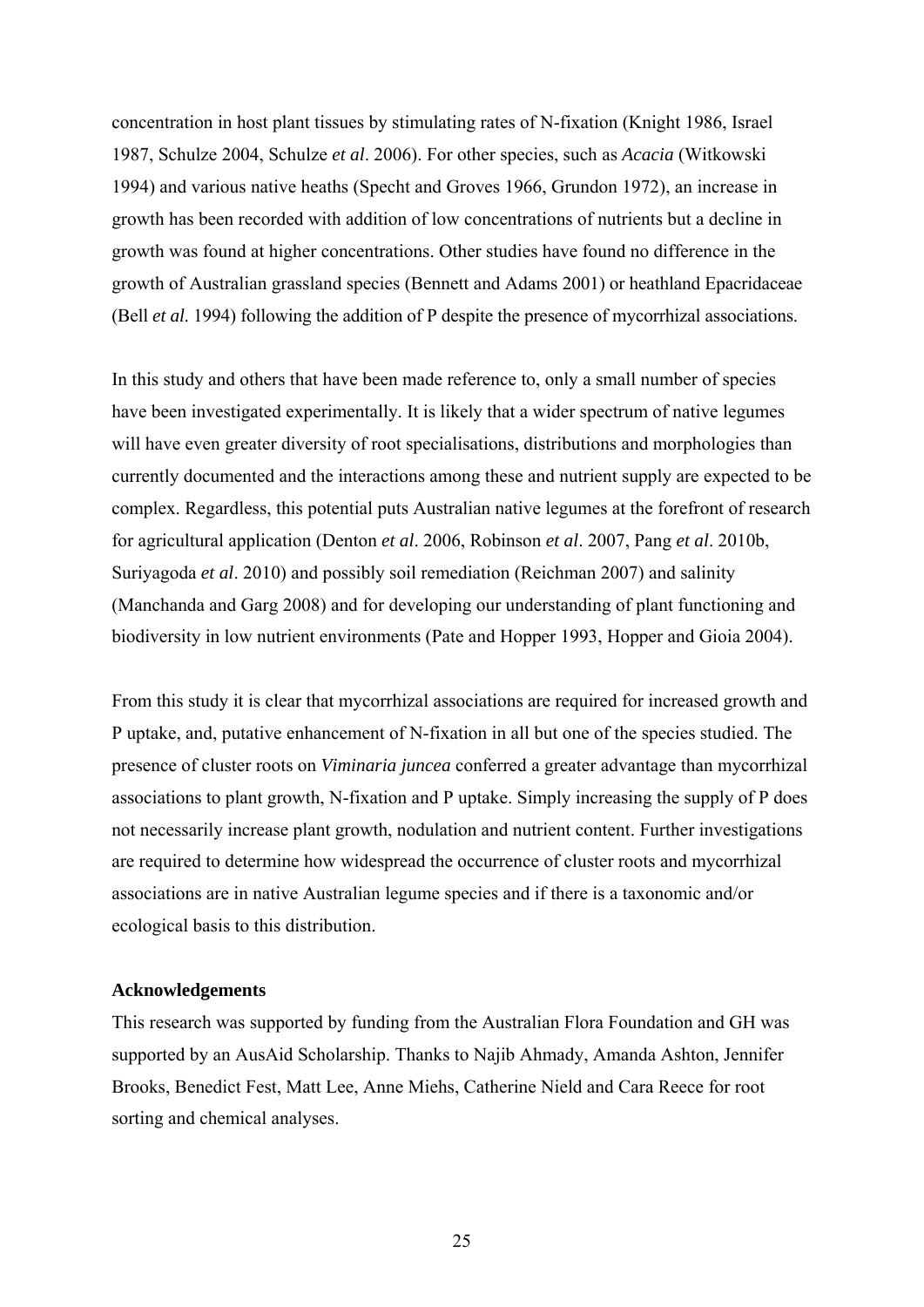concentration in host plant tissues by stimulating rates of N-fixation (Knight 1986, Israel 1987, Schulze 2004, Schulze *et al*. 2006). For other species, such as *Acacia* (Witkowski 1994) and various native heaths (Specht and Groves 1966, Grundon 1972), an increase in growth has been recorded with addition of low concentrations of nutrients but a decline in growth was found at higher concentrations. Other studies have found no difference in the growth of Australian grassland species (Bennett and Adams 2001) or heathland Epacridaceae (Bell *et al.* 1994) following the addition of P despite the presence of mycorrhizal associations.

In this study and others that have been made reference to, only a small number of species have been investigated experimentally. It is likely that a wider spectrum of native legumes will have even greater diversity of root specialisations, distributions and morphologies than currently documented and the interactions among these and nutrient supply are expected to be complex. Regardless, this potential puts Australian native legumes at the forefront of research for agricultural application (Denton *et al*. 2006, Robinson *et al*. 2007, Pang *et al*. 2010b, Suriyagoda *et al*. 2010) and possibly soil remediation (Reichman 2007) and salinity (Manchanda and Garg 2008) and for developing our understanding of plant functioning and biodiversity in low nutrient environments (Pate and Hopper 1993, Hopper and Gioia 2004).

From this study it is clear that mycorrhizal associations are required for increased growth and P uptake, and, putative enhancement of N-fixation in all but one of the species studied. The presence of cluster roots on *Viminaria juncea* conferred a greater advantage than mycorrhizal associations to plant growth, N-fixation and P uptake. Simply increasing the supply of P does not necessarily increase plant growth, nodulation and nutrient content. Further investigations are required to determine how widespread the occurrence of cluster roots and mycorrhizal associations are in native Australian legume species and if there is a taxonomic and/or ecological basis to this distribution.

**Acknowledgements**

This research was supported by funding from the Australian Flora Foundation and GH was supported by an AusAid Scholarship. Thanks to Najib Ahmady, Amanda Ashton, Jennifer Brooks, Benedict Fest, Matt Lee, Anne Miehs, Catherine Nield and Cara Reece for root sorting and chemical analyses.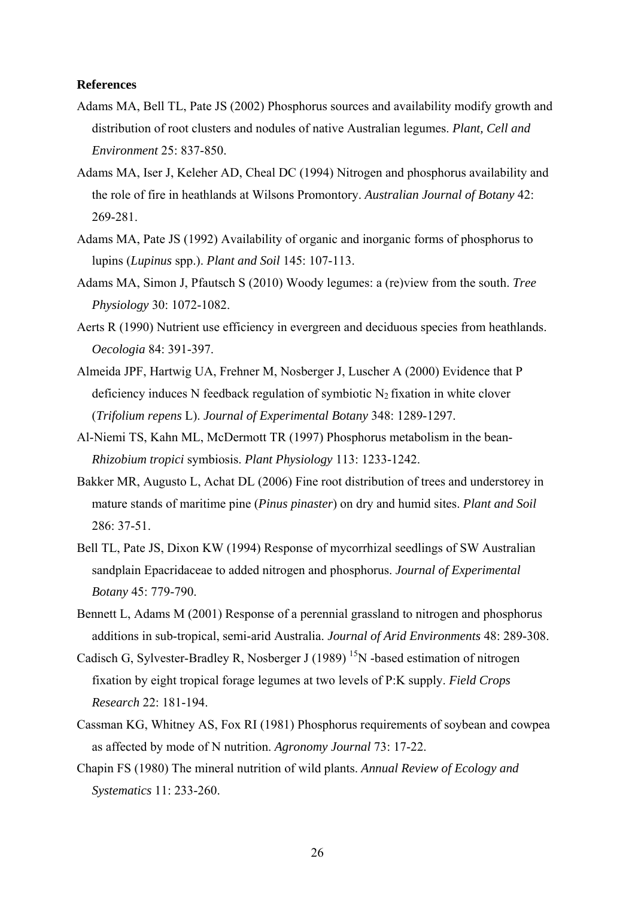**References**

Adams MA, Bell TL, Pate JS (2002) Phosphorus sources and availability modify growth and distribution of root clusters and nodules of native Australian legumes. *Plant, Cell and Environment* 25: 837-850.

Adams MA, Iser J, Keleher AD, Cheal DC (1994) Nitrogen and phosphorus availability and the role of fire in heathlands at Wilsons Promontory. *Australian Journal of Botany* 42: 269-281.

Adams MA, Pate JS (1992) Availability of organic and inorganic forms of phosphorus to lupins (*Lupinus* spp.). *Plant and Soil* 145: 107-113.

Adams MA, Simon J, Pfautsch S (2010) Woody legumes: a (re)view from the south. *Tree Physiology* 30: 1072-1082.

Aerts R (1990) Nutrient use efficiency in evergreen and deciduous species from heathlands. *Oecologia* 84: 391-397.

Almeida JPF, Hartwig UA, Frehner M, Nosberger J, Luscher A (2000) Evidence that P deficiency induces N feedback regulation of symbiotic $N_2$ fixation in white clover (*Trifolium repens* L). *Journal of Experimental Botany* 348: 1289-1297.

Al-Niemi TS, Kahn ML, McDermott TR (1997) Phosphorus metabolism in the bean-*Rhizobium tropici* symbiosis. *Plant Physiology* 113: 1233-1242.

Bakker MR, Augusto L, Achat DL (2006) Fine root distribution of trees and understorey in mature stands of maritime pine (*Pinus pinaster*) on dry and humid sites. *Plant and Soil* 286: 37-51.

Bell TL, Pate JS, Dixon KW (1994) Response of mycorrhizal seedlings of SW Australian sandplain Epacridaceae to added nitrogen and phosphorus. *Journal of Experimental Botany* 45: 779-790.

Bennett L, Adams M (2001) Response of a perennial grassland to nitrogen and phosphorus additions in sub-tropical, semi-arid Australia. *Journal of Arid Environments* 48: 289-308.

Cadisch G, Sylvester-Bradley R, Nosberger J (1989) $^{15}N$ -based estimation of nitrogen fixation by eight tropical forage legumes at two levels of P:K supply. *Field Crops Research* 22: 181-194.

Cassman KG, Whitney AS, Fox RI (1981) Phosphorus requirements of soybean and cowpea as affected by mode of N nutrition. *Agronomy Journal* 73: 17-22.

Chapin FS (1980) The mineral nutrition of wild plants. *Annual Review of Ecology and Systematics* 11: 233-260.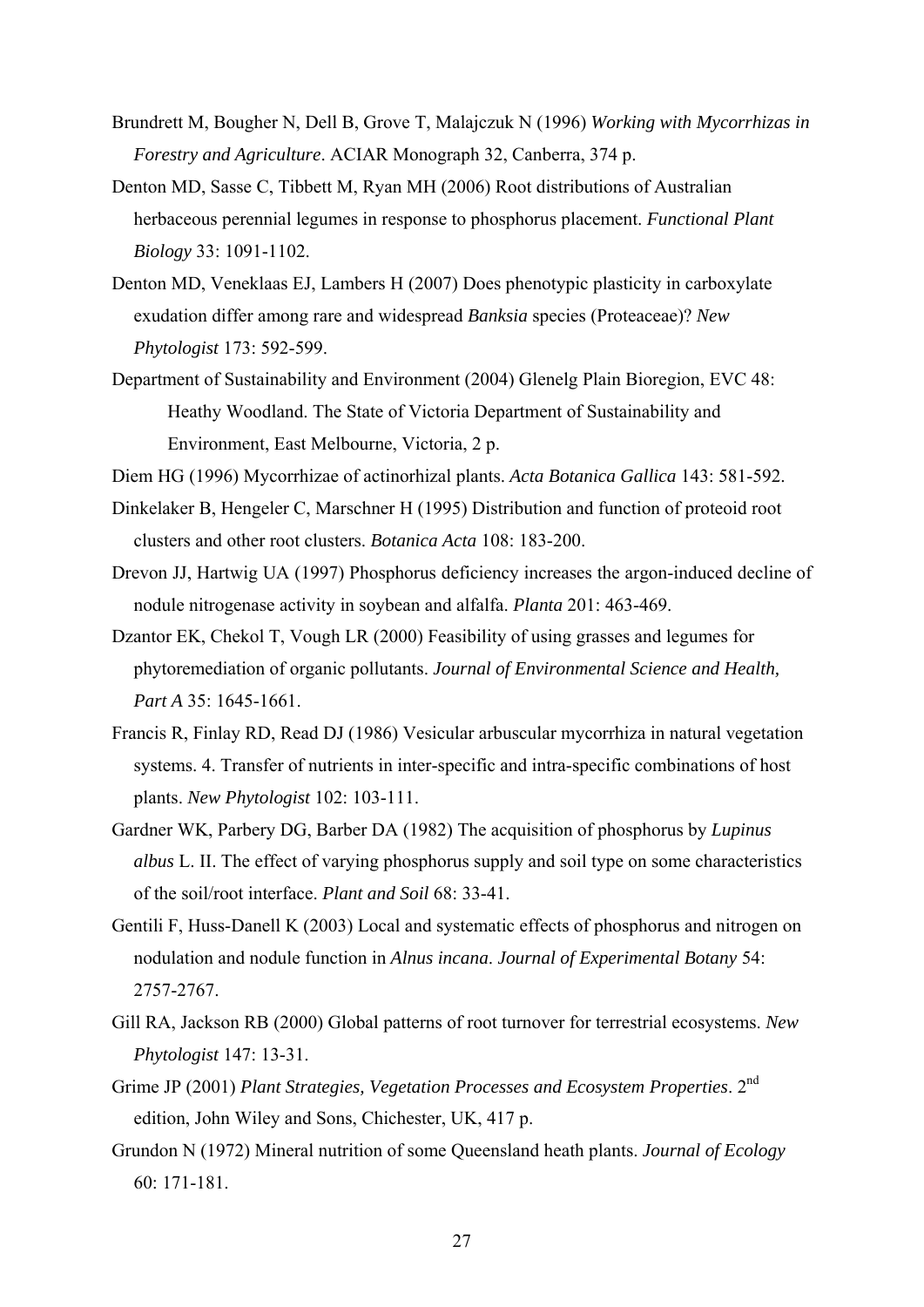Brundrett M, Bougher N, Dell B, Grove T, Malajczuk N (1996) *Working with Mycorrhizas in Forestry and Agriculture*. ACIAR Monograph 32, Canberra, 374 p.

Denton MD, Sasse C, Tibbett M, Ryan MH (2006) Root distributions of Australian herbaceous perennial legumes in response to phosphorus placement. *Functional Plant Biology* 33: 1091-1102.

Denton MD, Veneklaas EJ, Lambers H (2007) Does phenotypic plasticity in carboxylate exudation differ among rare and widespread *Banksia* species (Proteaceae)? *New Phytologist* 173: 592-599.

Department of Sustainability and Environment (2004) Glenelg Plain Bioregion, EVC 48: Heathy Woodland. The State of Victoria Department of Sustainability and Environment, East Melbourne, Victoria, 2 p.

Diem HG (1996) Mycorrhizae of actinorhizal plants. *Acta Botanica Gallica* 143: 581-592.

Dinkelaker B, Hengeler C, Marschner H (1995) Distribution and function of proteoid root clusters and other root clusters. *Botanica Acta* 108: 183-200.

Drevon JJ, Hartwig UA (1997) Phosphorus deficiency increases the argon-induced decline of nodule nitrogenase activity in soybean and alfalfa. *Planta* 201: 463-469.

Dzantor EK, Chekol T, Vough LR (2000) Feasibility of using grasses and legumes for phytoremediation of organic pollutants. *Journal of Environmental Science and Health, Part A* 35: 1645-1661.

Francis R, Finlay RD, Read DJ (1986) Vesicular arbuscular mycorrhiza in natural vegetation systems. 4. Transfer of nutrients in inter-specific and intra-specific combinations of host plants. *New Phytologist* 102: 103-111.

Gardner WK, Parbery DG, Barber DA (1982) The acquisition of phosphorus by *Lupinus albus* L. II. The effect of varying phosphorus supply and soil type on some characteristics of the soil/root interface. *Plant and Soil* 68: 33-41.

Gentili F, Huss-Danell K (2003) Local and systematic effects of phosphorus and nitrogen on nodulation and nodule function in *Alnus incana*. *Journal of Experimental Botany* 54: 2757-2767.

Gill RA, Jackson RB (2000) Global patterns of root turnover for terrestrial ecosystems. *New Phytologist* 147: 13-31.

Grime JP (2001) *Plant Strategies, Vegetation Processes and Ecosystem Properties*. 2nd edition, John Wiley and Sons, Chichester, UK, 417 p.

Grundon N (1972) Mineral nutrition of some Queensland heath plants. *Journal of Ecology* 60: 171-181.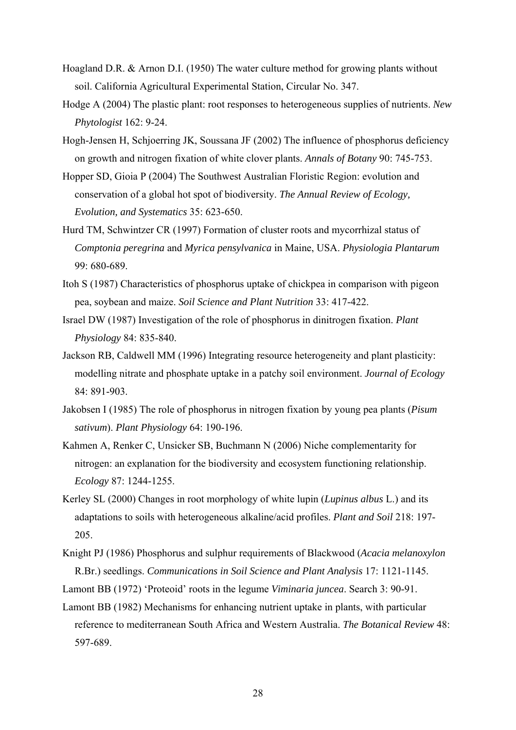Hoagland D.R. & Arnon D.I. (1950) The water culture method for growing plants without soil. California Agricultural Experimental Station, Circular No. 347.

Hodge A (2004) The plastic plant: root responses to heterogeneous supplies of nutrients. *New Phytologist* 162: 9-24.

Hogh-Jensen H, Schjoerring JK, Soussana JF (2002) The influence of phosphorus deficiency on growth and nitrogen fixation of white clover plants. *Annals of Botany* 90: 745-753.

Hopper SD, Gioia P (2004) The Southwest Australian Floristic Region: evolution and conservation of a global hot spot of biodiversity. *The Annual Review of Ecology, Evolution, and Systematics* 35: 623-650.

Hurd TM, Schwintzer CR (1997) Formation of cluster roots and mycorrhizal status of *Comptonia peregrina* and *Myrica pensylvanica* in Maine, USA. *Physiologia Plantarum* 99: 680-689.

Itoh S (1987) Characteristics of phosphorus uptake of chickpea in comparison with pigeon pea, soybean and maize. *Soil Science and Plant Nutrition* 33: 417-422.

Israel DW (1987) Investigation of the role of phosphorus in dinitrogen fixation. *Plant Physiology* 84: 835-840.

Jackson RB, Caldwell MM (1996) Integrating resource heterogeneity and plant plasticity: modelling nitrate and phosphate uptake in a patchy soil environment. *Journal of Ecology* 84: 891-903.

Jakobsen I (1985) The role of phosphorus in nitrogen fixation by young pea plants (*Pisum sativum*). *Plant Physiology* 64: 190-196.

Kahmen A, Renker C, Unsicker SB, Buchmann N (2006) Niche complementarity for nitrogen: an explanation for the biodiversity and ecosystem functioning relationship. *Ecology* 87: 1244-1255.

Kerley SL (2000) Changes in root morphology of white lupin (*Lupinus albus* L.) and its adaptations to soils with heterogeneous alkaline/acid profiles. *Plant and Soil* 218: 197-205.

Knight PJ (1986) Phosphorus and sulphur requirements of Blackwood (*Acacia melanoxylon* R.Br.) seedlings. *Communications in Soil Science and Plant Analysis* 17: 1121-1145.

Lamont BB (1972) 'Proteoid' roots in the legume *Viminaria juncea*. Search 3: 90-91.

Lamont BB (1982) Mechanisms for enhancing nutrient uptake in plants, with particular reference to mediterranean South Africa and Western Australia. *The Botanical Review* 48: 597-689.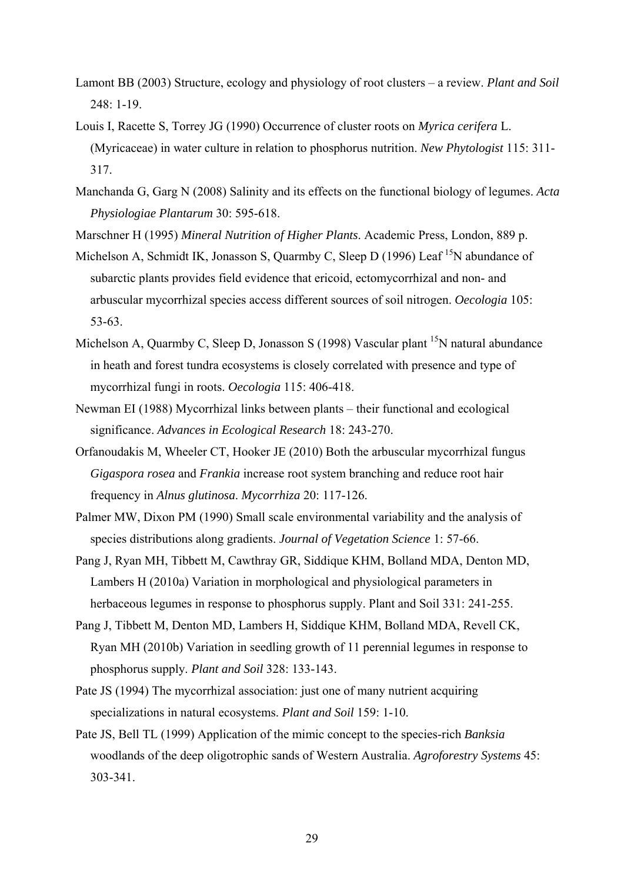Lamont BB (2003) Structure, ecology and physiology of root clusters – a review. *Plant and Soil* 248: 1-19.

Louis I, Racette S, Torrey JG (1990) Occurrence of cluster roots on *Myrica cerifera* L. (Myricaceae) in water culture in relation to phosphorus nutrition. *New Phytologist* 115: 311-317.

Manchanda G, Garg N (2008) Salinity and its effects on the functional biology of legumes. *Acta Physiologiae Plantarum* 30: 595-618.

Marschner H (1995) *Mineral Nutrition of Higher Plants*. Academic Press, London, 889 p.

Michelson A, Schmidt IK, Jonasson S, Quarmby C, Sleep D (1996) Leaf $^{15}N$ abundance of subarctic plants provides field evidence that ericoid, ectomycorrhizal and non- and arbuscular mycorrhizal species access different sources of soil nitrogen. *Oecologia* 105: 53-63.

Michelson A, Quarmby C, Sleep D, Jonasson S (1998) Vascular plant $^{15}N$ natural abundance in heath and forest tundra ecosystems is closely correlated with presence and type of mycorrhizal fungi in roots. *Oecologia* 115: 406-418.

Newman EI (1988) Mycorrhizal links between plants – their functional and ecological significance. *Advances in Ecological Research* 18: 243-270.

Orfanoudakis M, Wheeler CT, Hooker JE (2010) Both the arbuscular mycorrhizal fungus *Gigaspora rosea* and *Frankia* increase root system branching and reduce root hair frequency in *Alnus glutinosa*. *Mycorrhiza* 20: 117-126.

Palmer MW, Dixon PM (1990) Small scale environmental variability and the analysis of species distributions along gradients. *Journal of Vegetation Science* 1: 57-66.

Pang J, Ryan MH, Tibbett M, Cawthray GR, Siddique KHM, Bolland MDA, Denton MD, Lambers H (2010a) Variation in morphological and physiological parameters in herbaceous legumes in response to phosphorus supply. Plant and Soil 331: 241-255.

Pang J, Tibbett M, Denton MD, Lambers H, Siddique KHM, Bolland MDA, Revell CK, Ryan MH (2010b) Variation in seedling growth of 11 perennial legumes in response to phosphorus supply. *Plant and Soil* 328: 133-143.

Pate JS (1994) The mycorrhizal association: just one of many nutrient acquiring specializations in natural ecosystems. *Plant and Soil* 159: 1-10.

Pate JS, Bell TL (1999) Application of the mimic concept to the species-rich *Banksia* woodlands of the deep oligotrophic sands of Western Australia. *Agroforestry Systems* 45: 303-341.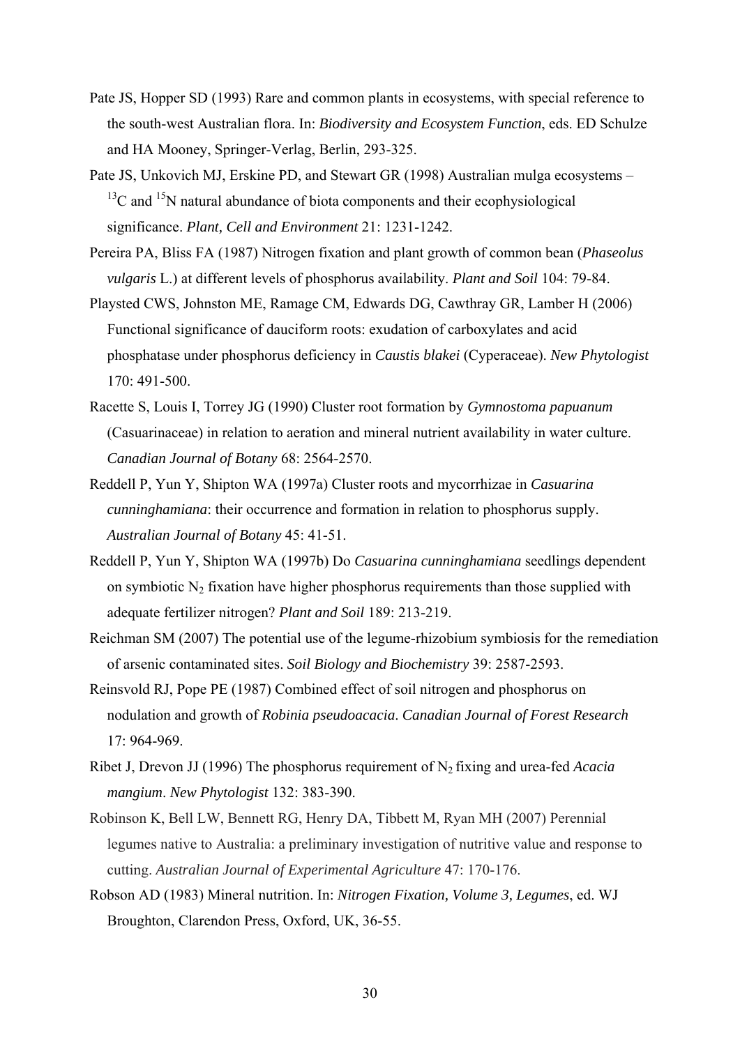Pate JS, Hopper SD (1993) Rare and common plants in ecosystems, with special reference to the south-west Australian flora. In: *Biodiversity and Ecosystem Function*, eds. ED Schulze and HA Mooney, Springer-Verlag, Berlin, 293-325.

Pate JS, Unkovich MJ, Erskine PD, and Stewart GR (1998) Australian mulga ecosystems – $^{13}C$ and $^{15}N$ natural abundance of biota components and their ecophysiological significance. *Plant, Cell and Environment* 21: 1231-1242.

Pereira PA, Bliss FA (1987) Nitrogen fixation and plant growth of common bean (*Phaseolus vulgaris* L.) at different levels of phosphorus availability. *Plant and Soil* 104: 79-84.

Playsted CWS, Johnston ME, Ramage CM, Edwards DG, Cawthray GR, Lamber H (2006) Functional significance of dauciform roots: exudation of carboxylates and acid phosphatase under phosphorus deficiency in *Caustis blakei* (Cyperaceae). *New Phytologist* 170: 491-500.

Racette S, Louis I, Torrey JG (1990) Cluster root formation by *Gymnostoma papuanum* (Casuarinaceae) in relation to aeration and mineral nutrient availability in water culture. *Canadian Journal of Botany* 68: 2564-2570.

Reddell P, Yun Y, Shipton WA (1997a) Cluster roots and mycorrhizae in *Casuarina cunninghamiana*: their occurrence and formation in relation to phosphorus supply. *Australian Journal of Botany* 45: 41-51.

Reddell P, Yun Y, Shipton WA (1997b) Do *Casuarina cunninghamiana* seedlings dependent on symbiotic $N_2$ fixation have higher phosphorus requirements than those supplied with adequate fertilizer nitrogen? *Plant and Soil* 189: 213-219.

Reichman SM (2007) The potential use of the legume-rhizobium symbiosis for the remediation of arsenic contaminated sites. *Soil Biology and Biochemistry* 39: 2587-2593.

Reinsvold RJ, Pope PE (1987) Combined effect of soil nitrogen and phosphorus on nodulation and growth of *Robinia pseudoacacia*. *Canadian Journal of Forest Research* 17: 964-969.

Ribet J, Drevon JJ (1996) The phosphorus requirement of $N_2$ fixing and urea-fed *Acacia mangium*. *New Phytologist* 132: 383-390.

Robinson K, Bell LW, Bennett RG, Henry DA, Tibbett M, Ryan MH (2007) Perennial legumes native to Australia: a preliminary investigation of nutritive value and response to cutting. *Australian Journal of Experimental Agriculture* 47: 170-176.

Robson AD (1983) Mineral nutrition. In: *Nitrogen Fixation, Volume 3, Legumes*, ed. WJ Broughton, Clarendon Press, Oxford, UK, 36-55.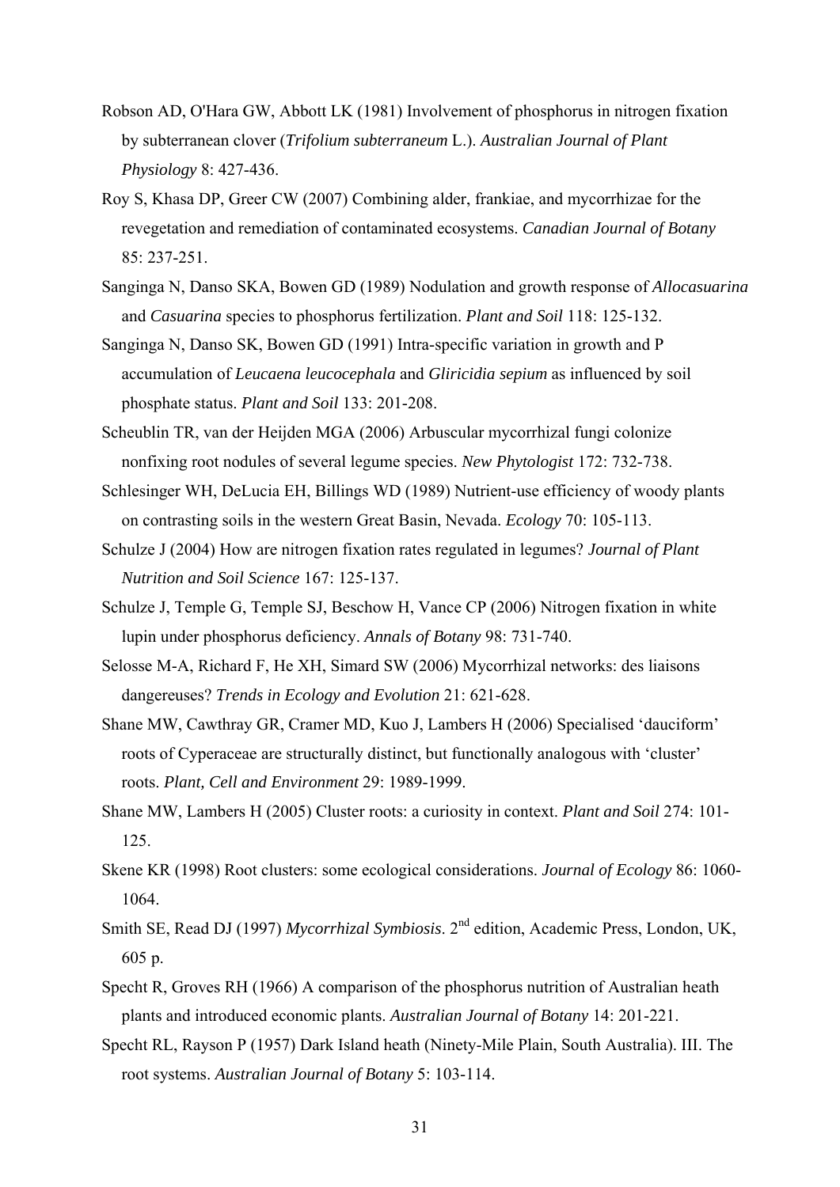Robson AD, O'Hara GW, Abbott LK (1981) Involvement of phosphorus in nitrogen fixation by subterranean clover (*Trifolium subterraneum* L.). *Australian Journal of Plant Physiology* 8: 427-436.

Roy S, Khasa DP, Greer CW (2007) Combining alder, frankiae, and mycorrhizae for the revegetation and remediation of contaminated ecosystems. *Canadian Journal of Botany* 85: 237-251.

Sanginga N, Danso SKA, Bowen GD (1989) Nodulation and growth response of *Allocasuarina* and *Casuarina* species to phosphorus fertilization. *Plant and Soil* 118: 125-132.

Sanginga N, Danso SK, Bowen GD (1991) Intra-specific variation in growth and P accumulation of *Leucaena leucocephala* and *Gliricidia sepium* as influenced by soil phosphate status. *Plant and Soil* 133: 201-208.

Scheublin TR, van der Heijden MGA (2006) Arbuscular mycorrhizal fungi colonize nonfixing root nodules of several legume species. *New Phytologist* 172: 732-738.

Schlesinger WH, DeLucia EH, Billings WD (1989) Nutrient-use efficiency of woody plants on contrasting soils in the western Great Basin, Nevada. *Ecology* 70: 105-113.

Schulze J (2004) How are nitrogen fixation rates regulated in legumes? *Journal of Plant Nutrition and Soil Science* 167: 125-137.

Schulze J, Temple G, Temple SJ, Beschow H, Vance CP (2006) Nitrogen fixation in white lupin under phosphorus deficiency. *Annals of Botany* 98: 731-740.

Selosse M-A, Richard F, He XH, Simard SW (2006) Mycorrhizal networks: des liaisons dangereuses? *Trends in Ecology and Evolution* 21: 621-628.

Shane MW, Cawthray GR, Cramer MD, Kuo J, Lambers H (2006) Specialised 'dauciform' roots of Cyperaceae are structurally distinct, but functionally analogous with 'cluster' roots. *Plant, Cell and Environment* 29: 1989-1999.

Shane MW, Lambers H (2005) Cluster roots: a curiosity in context. *Plant and Soil* 274: 101-125.

Skene KR (1998) Root clusters: some ecological considerations. *Journal of Ecology* 86: 1060-1064.

Smith SE, Read DJ (1997) *Mycorrhizal Symbiosis*. 2nd edition, Academic Press, London, UK, 605 p.

Specht R, Groves RH (1966) A comparison of the phosphorus nutrition of Australian heath plants and introduced economic plants. *Australian Journal of Botany* 14: 201-221.

Specht RL, Rayson P (1957) Dark Island heath (Ninety-Mile Plain, South Australia). III. The root systems. *Australian Journal of Botany* 5: 103-114.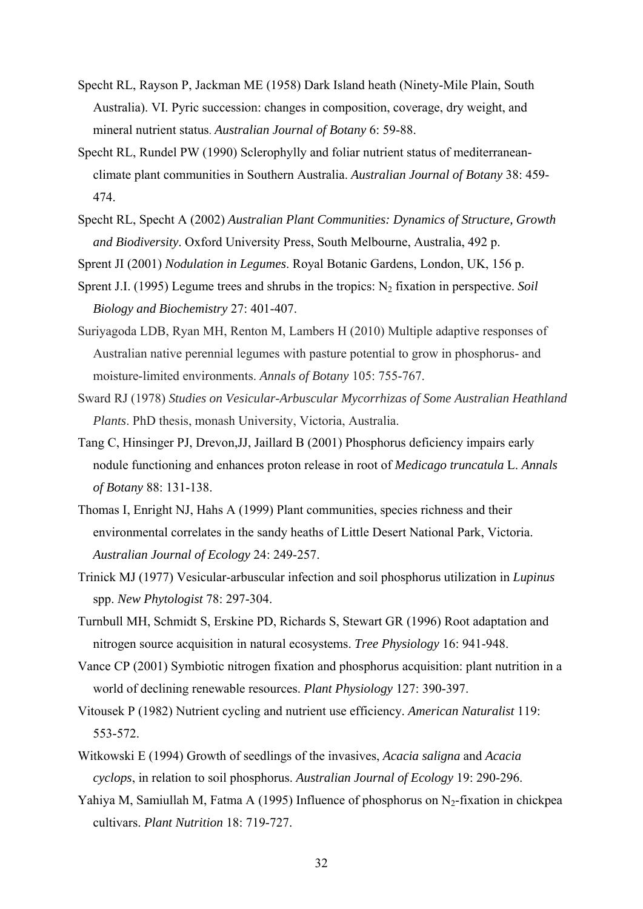Specht RL, Rayson P, Jackman ME (1958) Dark Island heath (Ninety-Mile Plain, South Australia). VI. Pyric succession: changes in composition, coverage, dry weight, and mineral nutrient status. *Australian Journal of Botany* 6: 59-88.

Specht RL, Rundel PW (1990) Sclerophylly and foliar nutrient status of mediterranean-climate plant communities in Southern Australia. *Australian Journal of Botany* 38: 459-474.

Specht RL, Specht A (2002) *Australian Plant Communities: Dynamics of Structure, Growth and Biodiversity*. Oxford University Press, South Melbourne, Australia, 492 p.

Sprent JI (2001) *Nodulation in Legumes*. Royal Botanic Gardens, London, UK, 156 p.

Sprent J.I. (1995) Legume trees and shrubs in the tropics: $N_2$ fixation in perspective. *Soil Biology and Biochemistry* 27: 401-407.

Suriyagoda LDB, Ryan MH, Renton M, Lambers H (2010) Multiple adaptive responses of Australian native perennial legumes with pasture potential to grow in phosphorus- and moisture-limited environments. *Annals of Botany* 105: 755-767.

Sward RJ (1978) *Studies on Vesicular-Arbuscular Mycorrhizas of Some Australian Heathland Plants*. PhD thesis, monash University, Victoria, Australia.

Tang C, Hinsinger PJ, Drevon,JJ, Jaillard B (2001) Phosphorus deficiency impairs early nodule functioning and enhances proton release in root of *Medicago truncatula* L. *Annals of Botany* 88: 131-138.

Thomas I, Enright NJ, Hahs A (1999) Plant communities, species richness and their environmental correlates in the sandy heaths of Little Desert National Park, Victoria. *Australian Journal of Ecology* 24: 249-257.

Trinick MJ (1977) Vesicular-arbuscular infection and soil phosphorus utilization in *Lupinus* spp. *New Phytologist* 78: 297-304.

Turnbull MH, Schmidt S, Erskine PD, Richards S, Stewart GR (1996) Root adaptation and nitrogen source acquisition in natural ecosystems. *Tree Physiology* 16: 941-948.

Vance CP (2001) Symbiotic nitrogen fixation and phosphorus acquisition: plant nutrition in a world of declining renewable resources. *Plant Physiology* 127: 390-397.

Vitousek P (1982) Nutrient cycling and nutrient use efficiency. *American Naturalist* 119: 553-572.

Witkowski E (1994) Growth of seedlings of the invasives, *Acacia saligna* and *Acacia cyclops*, in relation to soil phosphorus. *Australian Journal of Ecology* 19: 290-296.

Yahiya M, Samiullah M, Fatma A (1995) Influence of phosphorus on $N_2$-fixation in chickpea cultivars. *Plant Nutrition* 18: 719-727.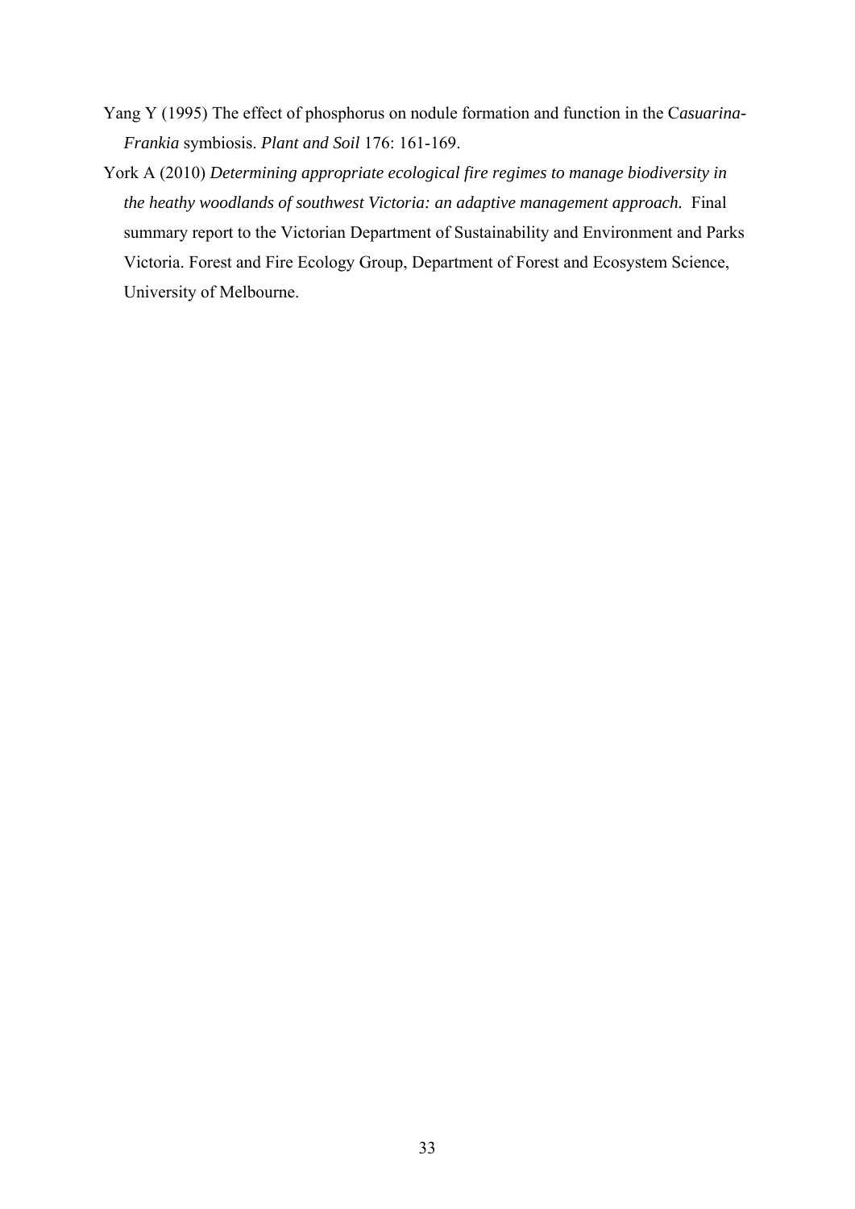Yang Y (1995) The effect of phosphorus on nodule formation and function in the C*asuarina-Frankia* symbiosis. *Plant and Soil* 176: 161-169.

York A (2010) *Determining appropriate ecological fire regimes to manage biodiversity in the heathy woodlands of southwest Victoria: an adaptive management approach.* Final summary report to the Victorian Department of Sustainability and Environment and Parks Victoria. Forest and Fire Ecology Group, Department of Forest and Ecosystem Science, University of Melbourne.